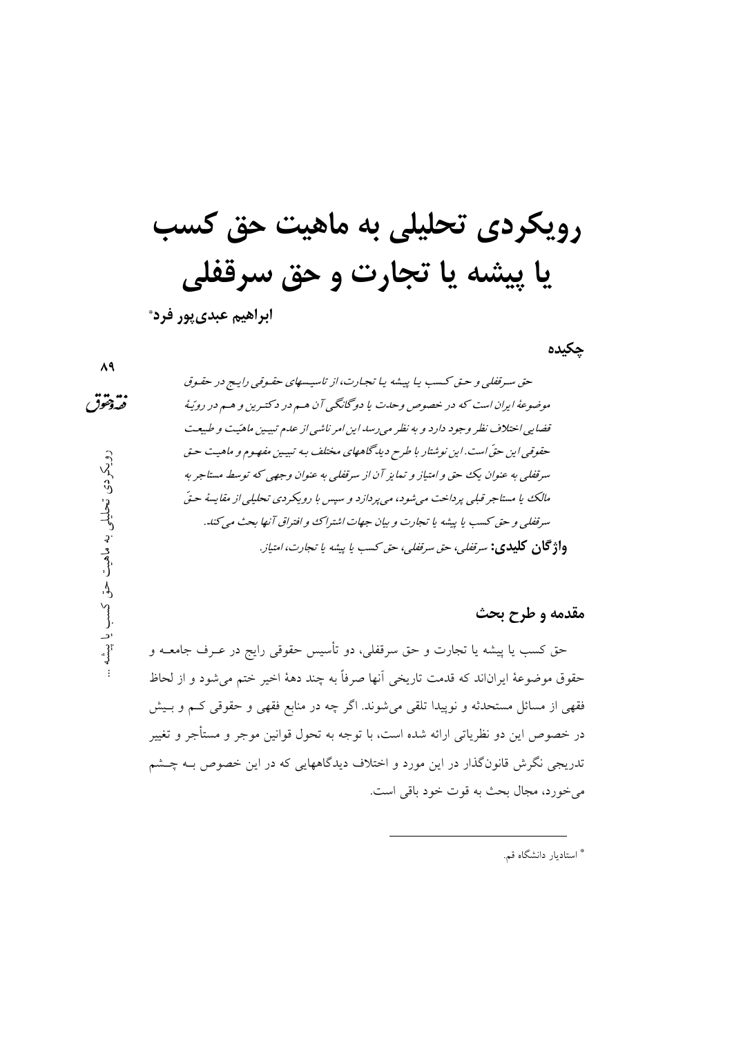# رویکردی تحلیلی به ماهیت حق کسب یا پیشه یا تجارت و حق سرقفلی

**ابراهیم عبدی‌پور فرد**[*]

## چکیده

*حق سرقفلی و حق کسب یا پیشه یا تجارت، از تاسیسهای حقوقی رایج در حقوق موضوعهٔ ایران است که در خصوص وحدت یا دوگانگی آن هم در دکترین و هم در رویّهٔ قضایی اختلاف نظر وجود دارد و به نظر می‌رسد این امر ناشی از عدم تبیین ماهیّت و طبیعت حقوقی این حقّ است. این نوشتار با طرح دیدگاههای مختلف به تبیین مفهوم و ماهیت حق سرقفلی به عنوان یک حق و امتیاز و تمایز آن از سرقفلی به عنوان وجهی که توسط مستاجر به مالک یا مستاجر قبلی پرداخت می‌شود، می‌پردازد و سپس با رویکردی تحلیلی از مقایسهٔ حقّ سرقفلی و حق کسب یا پیشه یا تجارت و بیان جهات اشتراک و افتراق آنها بحث می‌کند.*

**واژگان کلیدی:** *سرقفلی، حق سرقفلی، حق کسب یا پیشه یا تجارت، امتیاز.*

## مقدمه و طرح بحث

حق کسب یا پیشه یا تجارت و حق سرقفلی، دو تأسیس حقوقی رایج در عرف جامعه و حقوق موضوعهٔ ایران‌اند که قدمت تاریخی آنها صرفاً به چند دههٔ اخیر ختم می‌شود و از لحاظ فقهی از مسائل مستحدثه و نوپیدا تلقی می‌شوند. اگر چه در منابع فقهی و حقوقی کم و بیش در خصوص این دو نظریاتی ارائه شده است، با توجه به تحول قوانین موجر و مستأجر و تغییر تدریجی نگرش قانون‌گذار در این مورد و اختلاف دیدگاههایی که در این خصوص به چشم می‌خورد، مجال بحث به قوت خود باقی است.

---

[*] استادیار دانشگاه قم.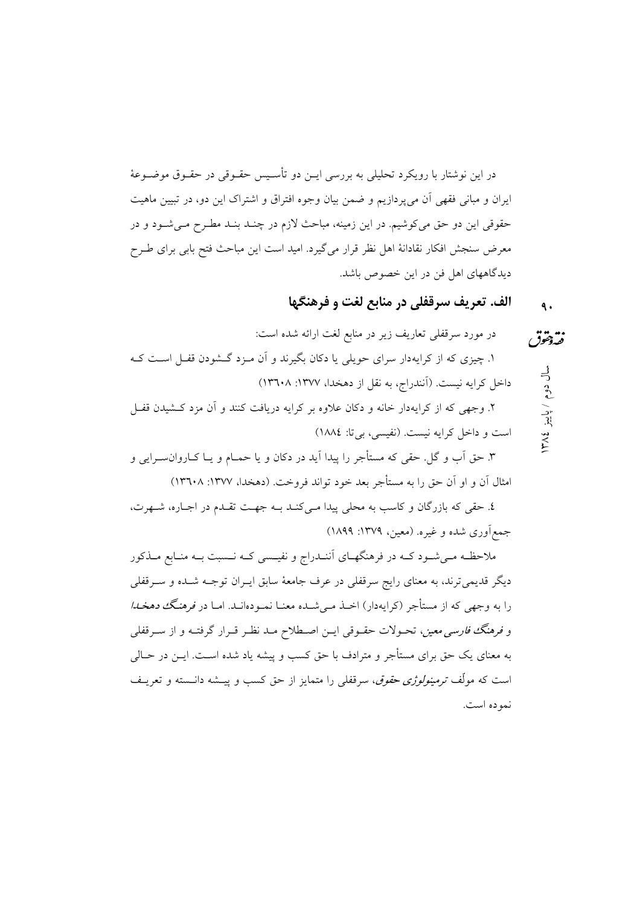در این نوشتار با رویکرد تحلیلی به بررسی این دو تأسیس حقوقی در حقوق موضوعهٔ ایران و مبانی فقهی آن می‌پردازیم و ضمن بیان وجوه افتراق و اشتراک این دو، در تبیین ماهیت حقوقی این دو حق می‌کوشیم. در این زمینه، مباحث لازم در چند بند مطرح می‌شود و در معرض سنجش افکار نقادانهٔ اهل نظر قرار می‌گیرد. امید است این مباحث فتح بابی برای طرح دیدگاههای اهل فن در این خصوص باشد.

## الف. تعریف سرقفلی در منابع لغت و فرهنگها

در مورد سرقفلی تعاریف زیر در منابع لغت ارائه شده است:

۱. چیزی که از کرایه‌دار سرای حویلی یا دکان بگیرند و آن مزد گشودن قفل است که داخل کرایه نیست. (آنندراج، به نقل از دهخدا، ۱۳۷۷: ۱۳٦۰۸)

۲. وجهی که از کرایه‌دار خانه و دکان علاوه بر کرایه دریافت کنند و آن مزد کشیدن قفل است و داخل کرایه نیست. (نفیسی، بی‌تا: ۱۸۸٤)

۳. حق آب و گل. حقی که مستأجر را پیدا آید در دکان و یا حمام و یا کاروانسرایی و امثال آن و او آن حق را به مستأجر بعد خود تواند فروخت. (دهخدا، ۱۳۷۷: ۱۳٦۰۸)

٤. حقی که بازرگان و کاسب به محلی پیدا می‌کند به جهت تقدم در اجاره، شهرت، جمع‌آوری شده و غیره. (معین، ۱۳۷۹: ۱۸۹۹)

ملاحظه می‌شود که در فرهنگهای آنندراج و نفیسی که نسبت به منابع مذکور دیگر قدیمی‌ترند، به معنای رایج سرقفلی در عرف جامعهٔ سابق ایران توجه شده و سرقفلی را به وجهی که از مستأجر (کرایه‌دار) اخذ می‌شده معنا نموده‌اند. اما در *فرهنگ دهخدا* و *فرهنگ فارسی معین*، تحولات حقوقی این اصطلاح مد نظر قرار گرفته و از سرقفلی به معنای یک حق برای مستأجر و مترادف با حق کسب و پیشه یاد شده است. این در حالی است که مولّف *ترمینولوژی حقوق*، سرقفلی را متمایز از حق کسب و پیشه دانسته و تعریف نموده است.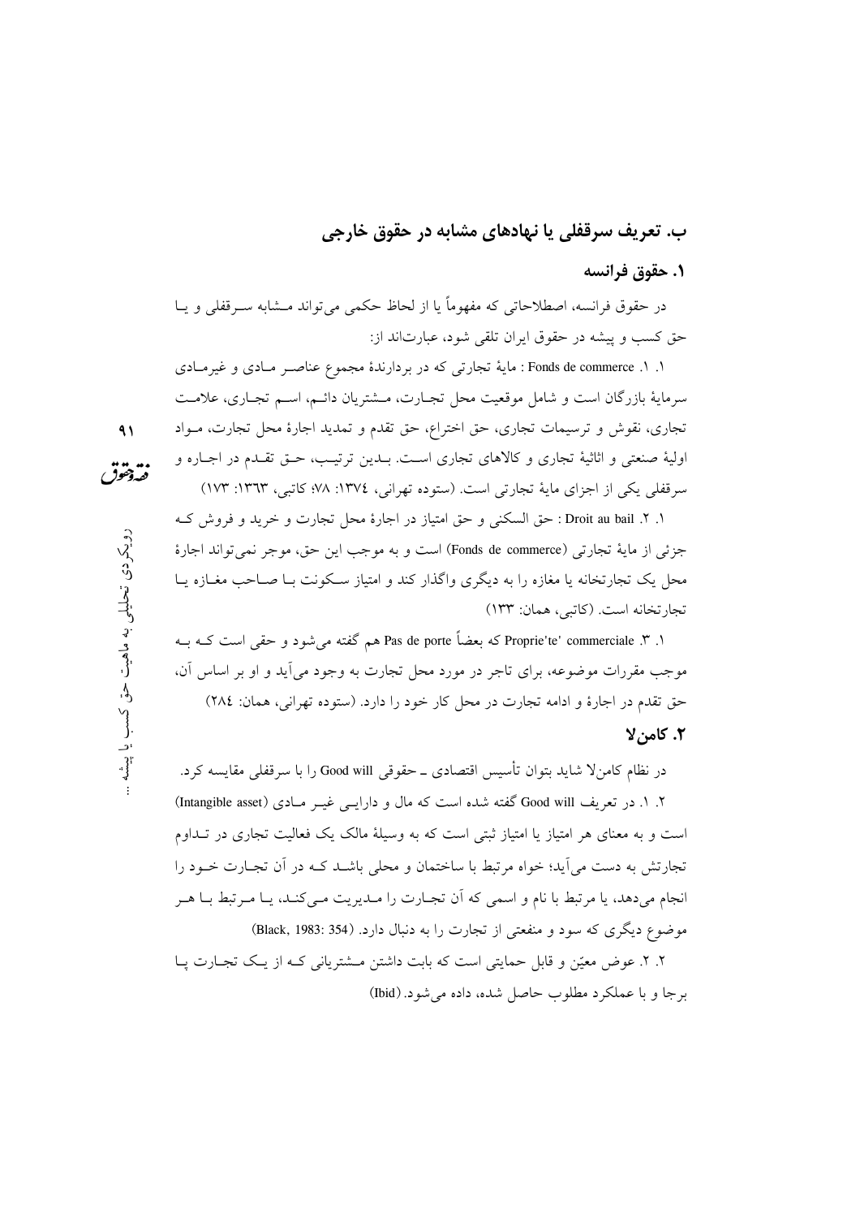## ب. تعریف سرقفلی یا نهادهای مشابه در حقوق خارجی

### ۱. حقوق فرانسه

در حقوق فرانسه، اصطلاحاتی که مفهوماً یا از لحاظ حکمی می‌تواند مشابه سرقفلی و یا حق کسب و پیشه در حقوق ایران تلقی شود، عبارت‌اند از:

۱. ۱. Fonds de commerce : مایهٔ تجارتی که در بردارندهٔ مجموع عناصر مادی و غیرمادی سرمایهٔ بازرگان است و شامل موقعیت محل تجارت، مشتریان دائم، اسم تجاری، علامت تجاری، نقوش و ترسیمات تجاری، حق اختراع، حق تقدم و تمدید اجارهٔ محل تجارت، مواد اولیهٔ صنعتی و اثاثیهٔ تجاری و کالاهای تجاری است. بدین ترتیب، حق تقدم در اجاره و سرقفلی یکی از اجزای مایهٔ تجارتی است. (ستوده تهرانی، ١٣٧٤: ٧٨؛ کاتبی، ١٣٦٣: ١٧٣)

۱. ۲. Droit au bail : حق السکنی و حق امتیاز در اجارهٔ محل تجارت و خرید و فروش که جزئی از مایهٔ تجارتی (Fonds de commerce) است و به موجب این حق، موجر نمی‌تواند اجارهٔ محل یک تجارتخانه یا مغازه را به دیگری واگذار کند و امتیاز سکونت با صاحب مغازه یا تجارتخانه است. (کاتبی، همان: ١٣٣)

۱. ۳. Proprie'te' commerciale که بعضاً Pas de porte هم گفته می‌شود و حقی است که به موجب مقررات موضوعه، برای تاجر در مورد محل تجارت به وجود می‌آید و او بر اساس آن، حق تقدم در اجارهٔ و ادامه تجارت در محل کار خود را دارد. (ستوده تهرانی، همان: ٢٨٤)

### ۲. کامن‌لا

در نظام کامن‌لا شاید بتوان تأسیس اقتصادی ـ حقوقی Good will را با سرقفلی مقایسه کرد.

۲. ۱. در تعریف Good will گفته شده است که مال و دارایی غیر مادی (Intangible asset) است و به معنای هر امتیاز یا امتیاز ثبتی است که به وسیلهٔ مالک یک فعالیت تجاری در تداوم تجارتش به دست می‌آید؛ خواه مرتبط با ساختمان و محلی باشد که در آن تجارت خود را انجام می‌دهد، یا مرتبط با نام و اسمی که آن تجارت را مدیریت می‌کند، یا مرتبط با هر موضوع دیگری که سود و منفعتی از تجارت را به دنبال دارد. (Black, 1983: 354)

۲. ۲. عوض معیّن و قابل حمایتی است که بابت داشتن مشتریانی که از یک تجارت پا برجا و با عملکرد مطلوب حاصل شده، داده می‌شود. (Ibid)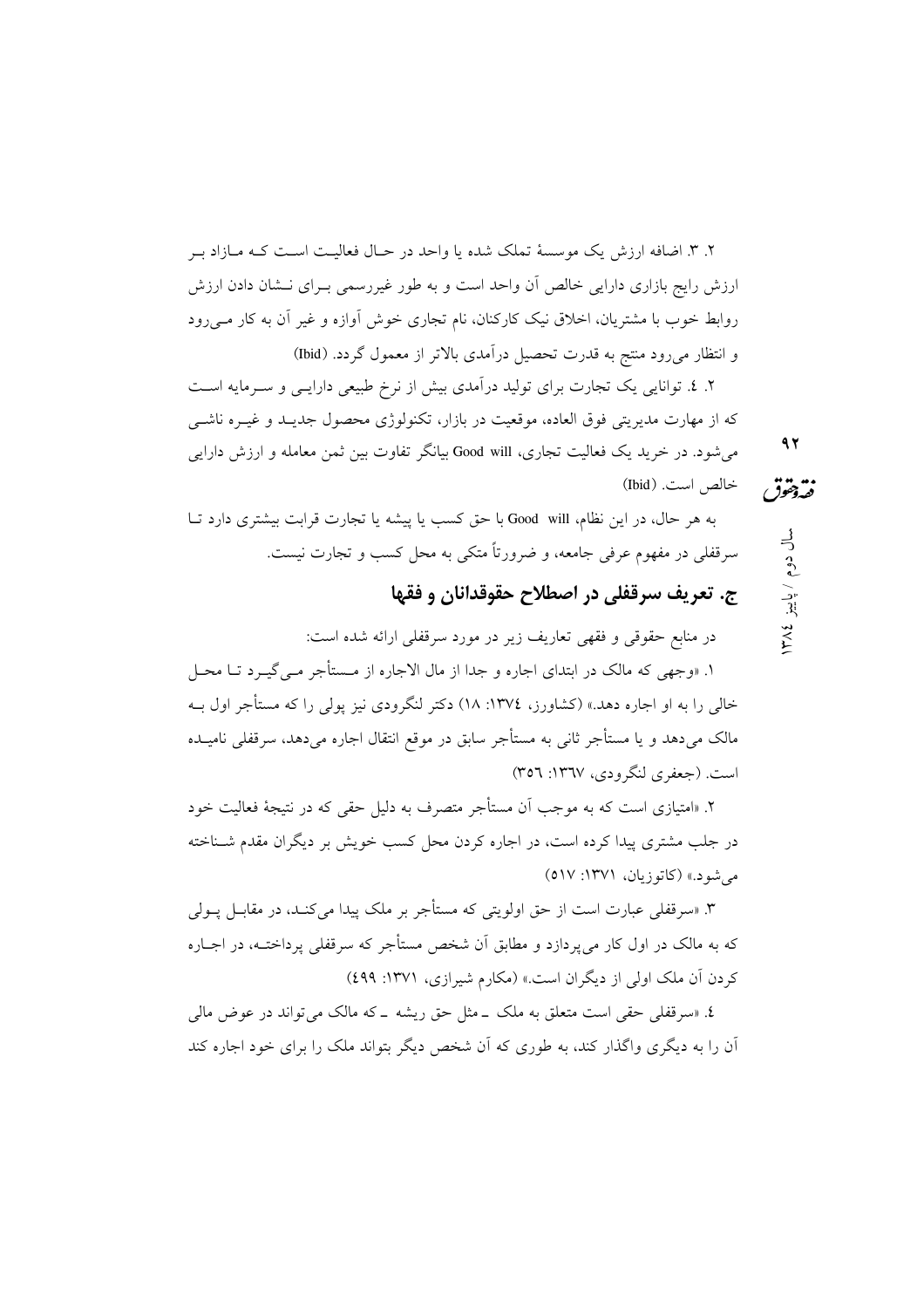۲. ۳. اضافه ارزش یک موسسهٔ تملک شده یا واحد در حال فعالیت است که مازاد بر ارزش رایج بازاری دارایی خالص آن واحد است و به طور غیررسمی برای نشان دادن ارزش روابط خوب با مشتریان، اخلاق نیک کارکنان، نام تجاری خوش آوازه و غیر آن به کار می‌رود و انتظار می‌رود منتج به قدرت تحصیل درآمدی بالاتر از معمول گردد. (Ibid)

۲. ٤. توانایی یک تجارت برای تولید درآمدی بیش از نرخ طبیعی دارایی و سرمایه است که از مهارت مدیریتی فوق العاده، موقعیت در بازار، تکنولوژی محصول جدید و غیره ناشی می‌شود. در خرید یک فعالیت تجاری، Good will بیانگر تفاوت بین ثمن معامله و ارزش دارایی خالص است. (Ibid)

به هر حال، در این نظام، Good will با حق کسب یا پیشه یا تجارت قرابت بیشتری دارد تا سرقفلی در مفهوم عرفی جامعه، و ضرورتاً متکی به محل کسب و تجارت نیست.

## ج. تعریف سرقفلی در اصطلاح حقوقدانان و فقها

در منابع حقوقی و فقهی تعاریف زیر در مورد سرقفلی ارائه شده است:

۱. «وجهی که مالک در ابتدای اجاره و جدا از مال الاجاره از مستأجر می‌گیرد تا محل خالی را به او اجاره دهد.» (کشاورز، ۱۳۷٤: ۱۸) دکتر لنگرودی نیز پولی را که مستأجر اول به مالک می‌دهد و یا مستأجر ثانی به مستأجر سابق در موقع انتقال اجاره می‌دهد، سرقفلی نامیده است. (جعفری لنگرودی، ۱۳٦۷: ۳٥٦)

۲. «امتیازی است که به موجب آن مستأجر متصرف به دلیل حقی که در نتیجهٔ فعالیت خود در جلب مشتری پیدا کرده است، در اجاره کردن محل کسب خویش بر دیگران مقدم شناخته می‌شود.» (کاتوزیان، ۱۳۷۱: ٥۱۷)

۳. «سرقفلی عبارت است از حق اولویتی که مستأجر بر ملک پیدا می‌کند، در مقابل پولی که به مالک در اول کار می‌پردازد و مطابق آن شخص مستأجر که سرقفلی پرداخته، در اجاره کردن آن ملک اولی از دیگران است.» (مکارم شیرازی، ۱۳۷۱: ٤۹۹)

٤. «سرقفلی حقی است متعلق به ملک ـ مثل حق ریشه ـ که مالک می‌تواند در عوض مالی آن را به دیگری واگذار کند، به طوری که آن شخص دیگر بتواند ملک را برای خود اجاره کند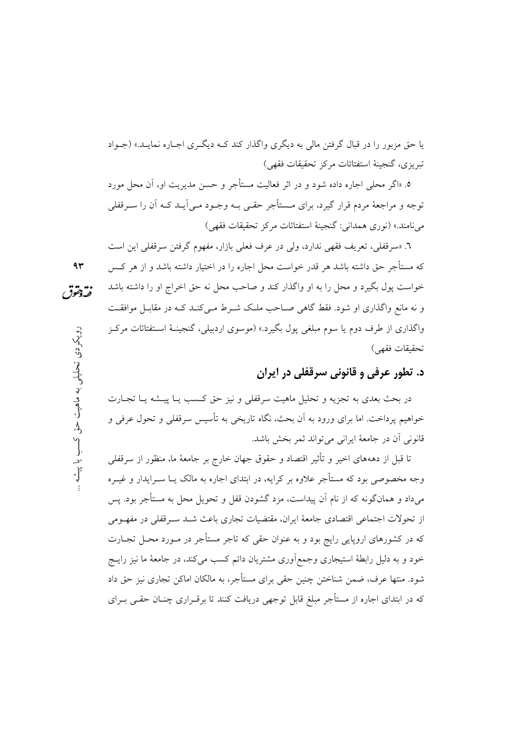یا حق مزبور را در قبال گرفتن مالی به دیگری واگذار کند کـه دیگـری اجـاره نمایـد.» (جـواد تبریزی، گنجینهٔ استفتائات مرکز تحقیقات فقهی)

۵. «اگر محلی اجاره داده شود و در اثر فعالیت مستأجر و حسن مدیریت او، آن محل مورد توجه و مراجعهٔ مردم قرار گیرد، برای مـستأجر حقـی بـه وجـود مـی‌آیـد کـه آن را سـرقفلی می‌نامند.» (نوری همدانی: گنجینهٔ استفتائات مرکز تحقیقات فقهی)

٦. «سرقفلی، تعریف فقهی ندارد، ولی در عرف فعلی بازار، مفهوم گرفتن سرقفلی این است که مستأجر حق داشته باشد هر قدر خواست محل اجاره را در اختیار داشته باشد و از هر کـس خواست پول بگیرد و محل را به او واگذار کند و صاحب محل نه حق اخراج او را داشته باشد و نه مانع واگذاری او شود. فقط گاهی صـاحب ملـک شـرط مـی‌کنـد کـه در مقابـل موافقـت واگذاری از طرف دوم یا سوم مبلغی پول بگیرد.» (موسوی اردبیلی، گنجینـهٔ اسـتفتائات مرکـز تحقیقات فقهی)

## د. تطور عرفی و قانونی سرقفلی در ایران

در بحث بعدی به تجزیه و تحلیل ماهیت سرقفلی و نیز حق کـسب یـا پیـشه یـا تجـارت خواهیم پرداخت. اما برای ورود به آن بحث، نگاه تاریخی به تأسیس سرقفلی و تحول عرفی و قانونی آن در جامعهٔ ایرانی می‌تواند ثمر بخش باشد.

تا قبل از دهه‌های اخیر و تأثیر اقتصاد و حقوق جهان خارج بر جامعهٔ ما، منظور از سرقفلی وجه مخصوصی بود که مستأجر علاوه بر کرایه، در ابتدای اجاره به مالک یـا سـرایدار و غیـره می‌داد و همان‌گونه که از نام آن پیداست، مزد گشودن قفل و تحویل محل به مستأجر بود. پس از تحولات اجتماعی اقتصادی جامعهٔ ایران، مقتضیات تجاری باعث شـد سـرقفلی در مفهـومی که در کشورهای اروپایی رایج بود و به عنوان حقی که تاجر مستأجر در مـورد محـل تجـارت خود و به دلیل رابطهٔ استیجاری وجمع‌آوری مشتریان دائم کسب می‌کند، در جامعهٔ ما نیز رایـج شود. منتها عرف، ضمن شناختن چنین حقی برای مستأجر، به مالکان اماکن تجاری نیز حق داد که در ابتدای اجاره از مستأجر مبلغ قابل توجهی دریافت کنند تا برقـراری چنـان حقـی بـرای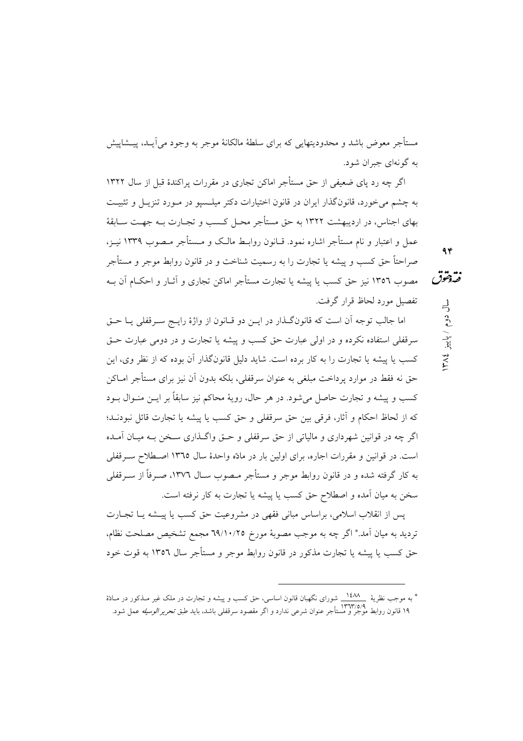مستأجر معوض باشد و محدودیتهایی که برای سلطهٔ مالکانهٔ موجر به وجود می‌آیـد، پیـشاپیش به گونه‌ای جبران شود.

اگر چه رد پای ضعیفی از حق مستأجر اماکن تجاری در مقررات پراکندهٔ قبل از سال ۱۳۲۲ به چشم می‌خورد، قانون‌گذار ایران در قانون اختیارات دکتر میلـسپو در مـورد تنزیـل و تثبیـت بهای اجناس، در اردیبهشت ۱۳۲۲ به حق مستأجر محـل کـسب و تجـارت بـه جهـت سـابقهٔ عمل و اعتبار و نام مستأجر اشاره نمود. قـانون روابـط مالـک و مـستأجر مـصوب ۱۳۳۹ نیـز، صراحتاً حق کسب و پیشه یا تجارت را به رسمیت شناخت و در قانون روابط موجر و مستأجر مصوب ۱۳۵۶ نیز حق کسب یا پیشه یا تجارت مستأجر اماکن تجاری و آثـار و احکـام آن بـه تفصیل مورد لحاظ قرار گرفت.

اما جالب توجه آن است که قانون‌گـذار در ایـن دو قـانون از واژهٔ رایـج سـرقفلی یـا حـق سرقفلی استفاده نکرده و در اولی عبارت حق کسب و پیشه یا تجارت و در دومی عبارت حـق کسب یا پیشه یا تجارت را به کار برده است. شاید دلیل قانون‌گذار آن بوده که از نظر وی، این حق نه فقط در موارد پرداخت مبلغی به عنوان سرقفلی، بلکه بدون آن نیز برای مستأجر امـاکن کسب و پیشه و تجارت حاصل می‌شود. در هر حال، رویهٔ محاکم نیز سابقاً بر ایـن منـوال بـود که از لحاظ احکام و آثار، فرقی بین حق سرقفلی و حق کسب یا پیشه یا تجارت قائل نبودنـد؛ اگر چه در قوانین شهرداری و مالیاتی از حق سرقفلی و حـق واگـذاری سـخن بـه میـان آمـده است. در قوانین و مقررات اجاره، برای اولین بار در مادّه واحدهٔ سال ۱۳۶۵ اصـطلاح سـرقفلی به کار گرفته شده و در قانون روابط موجر و مستأجر مـصوب سـال ۱۳۷۶، صـرفاً از سـرقفلی سخن به میان آمده و اصطلاح حق کسب یا پیشه یا تجارت به کار نرفته است.

پس از انقلاب اسلامی، براساس مبانی فقهی در مشروعیت حق کسب یا پیـشه یـا تجـارت تردید به میان آمد.* اگر چه به موجب مصوبهٔ مورخ ۶۹/۱۰/۲۵ مجمع تشخیص مصلحت نظام، حق کسب یا پیشه یا تجارت مذکور در قانون روابط موجر و مستأجر سال ۱۳۵۶ به قوت خود

---

* به موجب نظریهٔ ۱۴۸۸/ ۱۳۶۳/۵/۹ شورای نگهبان قانون اساسی، حق کسب و پیشه و تجارت در ملک غیر مـذکور در مـادّهٔ ۱۹ قانون روابط موجر و مستأجر عنوان شرعی ندارد و اگر مقصود سرقفلی باشد، باید طبق *تحریر الوسیله* عمل شود.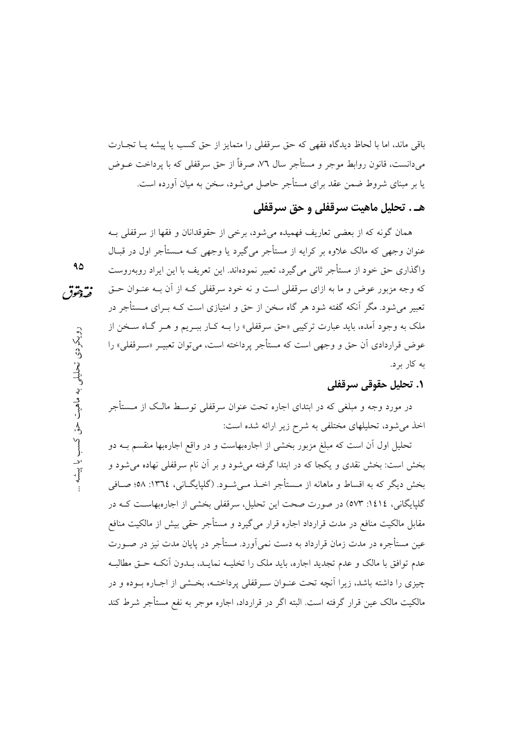باقی ماند، اما با لحاظ دیدگاه فقهی که حق سرقفلی را متمایز از حق کسب یا پیشه یـا تجـارت می‌دانست، قانون روابط موجر و مستأجر سال ۷٦، صرفاً از حق سرقفلی که با پرداخت عـوض یا بر مبنای شروط ضمن عقد برای مستأجر حاصل می‌شود، سخن به میان آورده است.

## هـ . تحلیل ماهیت سرقفلی و حق سرقفلی

همان گونه که از بعضی تعاریف فهمیده می‌شود، برخی از حقوقدانان و فقها از سرقفلی بـه عنوان وجهی که مالک علاوه بر کرایه از مستأجر می‌گیرد یا وجهی کـه مـستأجر اول در قبـال واگذاری حق خود از مستأجر ثانی می‌گیرد، تعبیر نموده‌اند. این تعریف با این ایراد روبه‌روست که وجه مزبور عوض و ما به ازای سرقفلی است و نه خود سرقفلی کـه از آن بـه عنـوان حـق تعبیر می‌شود. مگر آنکه گفته شود هر گاه سخن از حق و امتیازی است کـه بـرای مـستأجر در ملک به وجود آمده، باید عبارت ترکیبی «حق سرقفلی» را بـه کـار ببـریم و هـر گـاه سـخن از عوض قراردادی آن حق و وجهی است که مستأجر پرداخته است، می‌توان تعبیـر «سـرقفلی» را به کار برد.

### ۱. تحلیل حقوقی سرقفلی

در مورد وجه و مبلغی که در ابتدای اجاره تحت عنوان سرقفلی توسـط مالـک از مـستأجر اخذ می‌شود، تحلیلهای مختلفی به شرح زیر ارائه شده است:

تحلیل اول آن است که مبلغ مزبور بخشی از اجاره‌بهاست و در واقع اجاره‌بها منقسم بـه دو بخش است: بخش نقدی و یکجا که در ابتدا گرفته می‌شود و بر آن نام سرقفلی نهاده می‌شود و بخش دیگر که به اقساط و ماهانه از مـستأجر اخـذ مـی‌شـود. (گلپایگـانی، ١٣٦٤: ٥٨؛ صـافی گلپایگانی، ١٤١٤: ٥٧٣) در صورت صحت این تحلیل، سرقفلی بخشی از اجاره‌بهاسـت کـه در مقابل مالکیت منافع در مدت قرارداد اجاره قرار می‌گیرد و مستأجر حقی بیش از مالکیت منافع عین مستأجره در مدت زمان قرارداد به دست نمی‌آورد. مستأجر در پایان مدت نیز در صـورت عدم توافق با مالک و عدم تجدید اجاره، باید ملک را تخلیـه نمایـد، بـدون آنکـه حـق مطالبـه چیزی را داشته باشد، زیرا آنچه تحت عنـوان سـرقفلی پرداختـه، بخـشی از اجـاره بـوده و در مالکیت مالک عین قرار گرفته است. البته اگر در قرارداد، اجاره موجر به نفع مستأجر شرط کند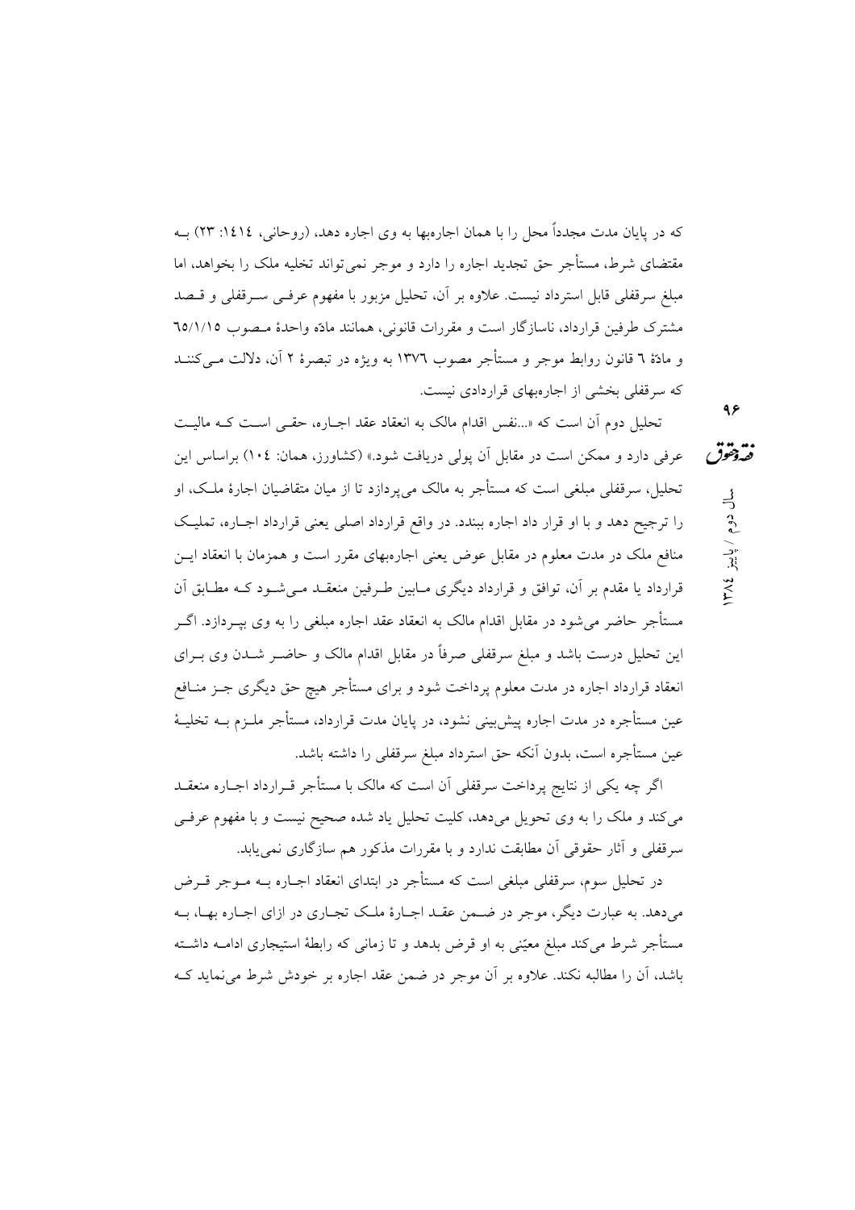که در پایان مدت مجدداً محل را با همان اجاره‌بها به وی اجاره دهد، (روحانی، ١٤١٤: ٢٣) به مقتضای شرط، مستأجر حق تجدید اجاره را دارد و موجر نمی‌تواند تخلیه ملک را بخواهد، اما مبلغ سرقفلی قابل استرداد نیست. علاوه بر آن، تحلیل مزبور با مفهوم عرفی سرقفلی و قصد مشترک طرفین قرارداد، ناسازگار است و مقررات قانونی، همانند مادّه واحدهٔ مصوب ٦٥/١/١٥ و مادّهٔ ٦ قانون روابط موجر و مستأجر مصوب ١٣٧٦ به ویژه در تبصرهٔ ٢ آن، دلالت می‌کنند که سرقفلی بخشی از اجاره‌بهای قراردادی نیست.

تحلیل دوم آن است که «...نفس اقدام مالک به انعقاد عقد اجاره، حقی است که مالیت عرفی دارد و ممکن است در مقابل آن پولی دریافت شود.» (کشاورز، همان: ١٠٤) براساس این تحلیل، سرقفلی مبلغی است که مستأجر به مالک می‌پردازد تا از میان متقاضیان اجارهٔ ملک، او را ترجیح دهد و با او قرار داد اجاره ببندد. در واقع قرارداد اصلی یعنی قرارداد اجاره، تملیک منافع ملک در مدت معلوم در مقابل عوض معلوم یعنی اجاره‌بهای مقرر است و همزمان با انعقاد این قرارداد یا مقدم بر آن، توافق و قرارداد دیگری مابین طرفین منعقد می‌شود که مطابق آن مستأجر حاضر می‌شود در مقابل اقدام مالک به انعقاد عقد اجاره مبلغی را به وی بپردازد. اگر این تحلیل درست باشد و مبلغ سرقفلی صرفاً در مقابل اقدام مالک و حاضر شدن وی برای انعقاد قرارداد اجاره در مدت معلوم پرداخت شود و برای مستأجر هیچ حق دیگری جز منافع عین مستأجره در مدت اجاره پیش‌بینی نشود، در پایان مدت قرارداد، مستأجر ملزم به تخلیهٔ عین مستأجره است، بدون آنکه حق استرداد مبلغ سرقفلی را داشته باشد.

اگر چه یکی از نتایج پرداخت سرقفلی آن است که مالک با مستأجر قرارداد اجاره منعقد می‌کند و ملک را به وی تحویل می‌دهد، کلیت تحلیل یاد شده صحیح نیست و با مفهوم عرفی سرقفلی و آثار حقوقی آن مطابقت ندارد و با مقررات مذکور هم سازگاری نمی‌یابد.

در تحلیل سوم، سرقفلی مبلغی است که مستأجر در ابتدای انعقاد اجاره به موجر قرض می‌دهد. به عبارت دیگر، موجر در ضمن عقد اجارهٔ ملک تجاری در ازای اجاره بها، به مستأجر شرط می‌کند مبلغ معیّنی به او قرض بدهد و تا زمانی که رابطهٔ استیجاری ادامه داشته باشد، آن را مطالبه نکند. علاوه بر آن موجر در ضمن عقد اجاره بر خودش شرط می‌نماید که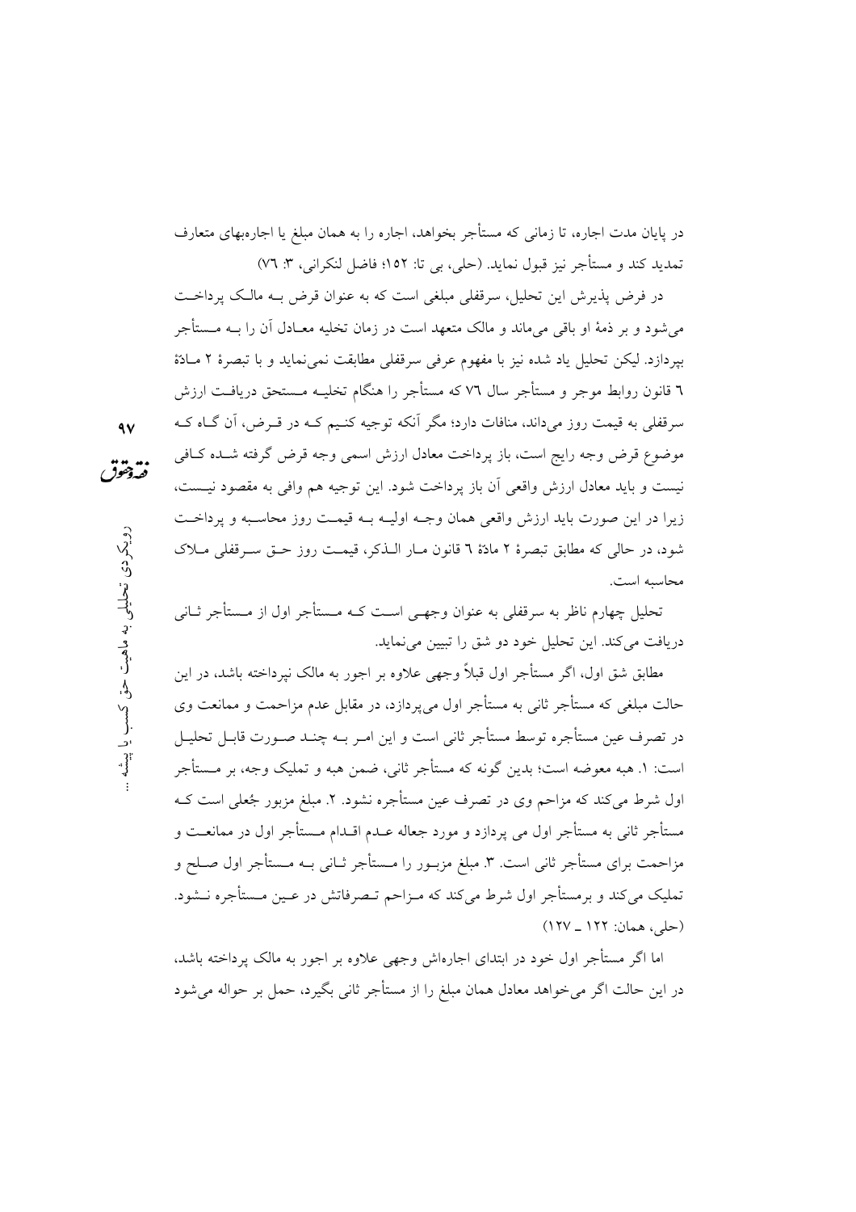در پایان مدت اجاره، تا زمانی که مستأجر بخواهد، اجاره را به همان مبلغ یا اجاره‌بهای متعارف تمدید کند و مستأجر نیز قبول نماید. (حلی، بی تا: ۱۵۲؛ فاضل لنکرانی، ۳: ۷۶)

در فرض پذیرش این تحلیل، سرقفلی مبلغی است که به عنوان قرض بــه مالـک پرداخـت می‌شود و بر ذمهٔ او باقی می‌ماند و مالک متعهد است در زمان تخلیه معـادل آن را بــه مــستأجر بپردازد. لیکن تحلیل یاد شده نیز با مفهوم عرفی سرقفلی مطابقت نمی‌نماید و با تبصرهٔ ۲ مـادهٔ ٦ قانون روابط موجر و مستأجر سال ۷٦ که مستأجر را هنگام تخلیــه مــستحق دریافـت ارزش سرقفلی به قیمت روز می‌داند، منافات دارد؛ مگر آنکه توجیه کنـیم کــه در قــرض، آن گـاه کــه موضوع قرض وجه رایج است، باز پرداخت معادل ارزش اسمی وجه قرض گرفته شــده کـافی نیست و باید معادل ارزش واقعی آن باز پرداخت شود. این توجیه هم وافی به مقصود نیــست، زیرا در این صورت باید ارزش واقعی همان وجــه اولیــه بــه قیمـت روز محاسـبه و پرداخـت شود، در حالی که مطابق تبصرهٔ ۲ مادهٔ ٦ قانون مـار الـذکر، قیمـت روز حـق سـرقفلی مـلاک محاسبه است.

تحلیل چهارم ناظر به سرقفلی به عنوان وجهـی اسـت کــه مــستأجر اول از مــستأجر ثـانی دریافت می‌کند. این تحلیل خود دو شق را تبیین می‌نماید.

مطابق شق اول، اگر مستأجر اول قبلاً وجهی علاوه بر اجور به مالک نپرداخته باشد، در این حالت مبلغی که مستأجر ثانی به مستأجر اول می‌پردازد، در مقابل عدم مزاحمت و ممانعت وی در تصرف عین مستأجره توسط مستأجر ثانی است و این امـر بــه چنـد صـورت قابـل تحلیـل است: ۱. هبه معوضه است؛ بدین گونه که مستأجر ثانی، ضمن هبه و تملیک وجه، بر مــستأجر اول شرط می‌کند که مزاحم وی در تصرف عین مستأجره نشود. ۲. مبلغ مزبور جُعلی است کــه مستأجر ثانی به مستأجر اول می پردازد و مورد جعاله عـدم اقـدام مــستأجر اول در ممانعـت و مزاحمت برای مستأجر ثانی است. ۳. مبلغ مزبـور را مــستأجر ثـانی بــه مــستأجر اول صـلح و تملیک می‌کند و برمستأجر اول شرط می‌کند که مـزاحم تـصرفاتش در عـین مــستأجره نــشود. (حلی، همان: ۱۲۲ ـ ۱۲۷)

اما اگر مستأجر اول خود در ابتدای اجاره‌اش وجهی علاوه بر اجور به مالک پرداخته باشد، در این حالت اگر می‌خواهد معادل همان مبلغ را از مستأجر ثانی بگیرد، حمل بر حواله می‌شود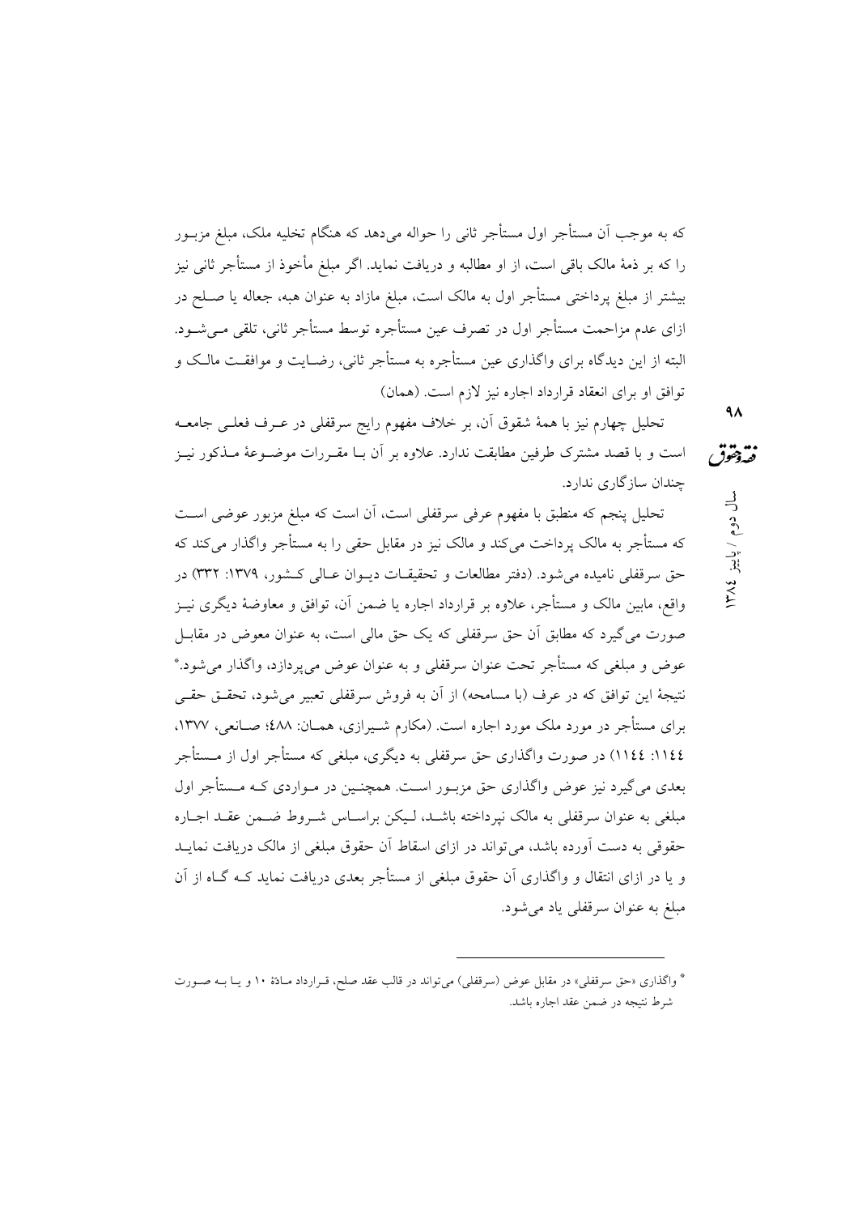که به موجب آن مستأجر اول مستأجر ثانی را حواله می‌دهد که هنگام تخلیه ملک، مبلغ مزبور را که بر ذمهٔ مالک باقی است، از او مطالبه و دریافت نماید. اگر مبلغ مأخوذ از مستأجر ثانی نیز بیشتر از مبلغ پرداختی مستأجر اول به مالک است، مبلغ مازاد به عنوان هبه، جعاله یا صلح در ازای عدم مزاحمت مستأجر اول در تصرف عین مستأجره توسط مستأجر ثانی، تلقی می‌شود. البته از این دیدگاه برای واگذاری عین مستأجره به مستأجر ثانی، رضایت و موافقت مالک و توافق او برای انعقاد قرارداد اجاره نیز لازم است. (همان)

تحلیل چهارم نیز با همهٔ شقوق آن، بر خلاف مفهوم رایج سرقفلی در عرف فعلی جامعه است و با قصد مشترک طرفین مطابقت ندارد. علاوه بر آن با مقررات موضوعهٔ مذکور نیز چندان سازگاری ندارد.

تحلیل پنجم که منطبق با مفهوم عرفی سرقفلی است، آن است که مبلغ مزبور عوضی است که مستأجر به مالک پرداخت می‌کند و مالک نیز در مقابل حقی را به مستأجر واگذار می‌کند که حق سرقفلی نامیده می‌شود. (دفتر مطالعات و تحقیقات دیوان عالی کشور، ۱۳۷۹: ۳۳۲) در واقع، مابین مالک و مستأجر، علاوه بر قرارداد اجاره یا ضمن آن، توافق و معاوضهٔ دیگری نیز صورت می‌گیرد که مطابق آن حق سرقفلی که یک حق مالی است، به عنوان معوض در مقابل عوض و مبلغی که مستأجر تحت عنوان سرقفلی و به عنوان عوض می‌پردازد، واگذار می‌شود.* نتیجهٔ این توافق که در عرف (با مسامحه) از آن به فروش سرقفلی تعبیر می‌شود، تحقق حقی برای مستأجر در مورد ملک مورد اجاره است. (مکارم شیرازی، همان: ٤٨٨؛ صانعی، ۱۳۷۷، ۱۱٤٤: ۱۱٤٤) در صورت واگذاری حق سرقفلی به دیگری، مبلغی که مستأجر اول از مستأجر بعدی می‌گیرد نیز عوض واگذاری حق مزبور است. همچنین در مواردی که مستأجر اول مبلغی به عنوان سرقفلی به مالک نپرداخته باشد، لیکن براساس شروط ضمن عقد اجاره حقوقی به دست آورده باشد، می‌تواند در ازای اسقاط آن حقوق مبلغی از مالک دریافت نماید و یا در ازای انتقال و واگذاری آن حقوق مبلغی از مستأجر بعدی دریافت نماید که گاه از آن مبلغ به عنوان سرقفلی یاد می‌شود.

---

* واگذاری «حق سرقفلی» در مقابل عوض (سرقفلی) می‌تواند در قالب عقد صلح، قرارداد مادهٔ ۱۰ و یا به صورت شرط نتیجه در ضمن عقد اجاره باشد.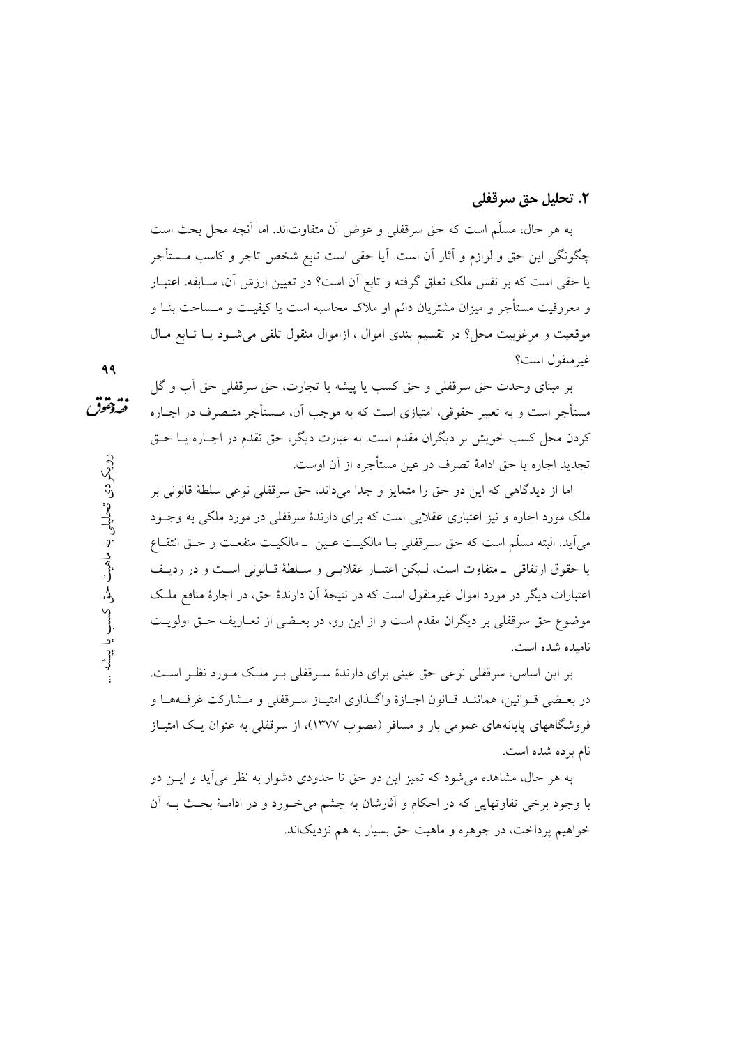## ۲. تحلیل حق سرقفلی

به هر حال، مسلّم است که حق سرقفلی و عوض آن متفاوت‌اند. اما آنچه محل بحث است چگونگی این حق و لوازم و آثار آن است. آیا حقی است تابع شخص تاجر و کاسب مستأجر یا حقی است که بر نفس ملک تعلق گرفته و تابع آن است؟ در تعیین ارزش آن، سابقه، اعتبار و معروفیت مستأجر و میزان مشتریان دائم او ملاک محاسبه است یا کیفیت و مساحت بنا و موقعیت و مرغوبیت محل؟ در تقسیم بندی اموال ، ازاموال منقول تلقی می‌شود یا تابع مال غیرمنقول است؟

بر مبنای وحدت حق سرقفلی و حق کسب یا پیشه یا تجارت، حق سرقفلی حق آب و گل مستأجر است و به تعبیر حقوقی، امتیازی است که به موجب آن، مستأجر متصرف در اجاره کردن محل کسب خویش بر دیگران مقدم است. به عبارت دیگر، حق تقدم در اجاره یا حق تجدید اجاره یا حق ادامهٔ تصرف در عین مستأجره از آن اوست.

اما از دیدگاهی که این دو حق را متمایز و جدا می‌داند، حق سرقفلی نوعی سلطهٔ قانونی بر ملک مورد اجاره و نیز اعتباری عقلایی است که برای دارندهٔ سرقفلی در مورد ملکی به وجود می‌آید. البته مسلّم است که حق سرقفلی با مالکیت عین ـ مالکیت منفعت و حق انتفاع یا حقوق ارتفاقی ـ متفاوت است، لیکن اعتبار عقلایی و سلطهٔ قانونی است و در ردیف اعتبارات دیگر در مورد اموال غیرمنقول است که در نتیجهٔ آن دارندهٔ حق، در اجارهٔ منافع ملک موضوع حق سرقفلی بر دیگران مقدم است و از این رو، در بعضی از تعاریف حق اولویت نامیده شده است.

بر این اساس، سرقفلی نوعی حق عینی برای دارندهٔ سرقفلی بر ملک مورد نظر است. در بعضی قوانین، همانند قانون اجازهٔ واگذاری امتیاز سرقفلی و مشارکت غرفه‌ها و فروشگاههای پایانه‌های عمومی بار و مسافر (مصوب ۱۳۷۷)، از سرقفلی به عنوان یک امتیاز نام برده شده است.

به هر حال، مشاهده می‌شود که تمیز این دو حق تا حدودی دشوار به نظر می‌آید و این دو با وجود برخی تفاوتهایی که در احکام و آثارشان به چشم می‌خورد و در ادامهٔ بحث به آن خواهیم پرداخت، در جوهره و ماهیت حق بسیار به هم نزدیک‌اند.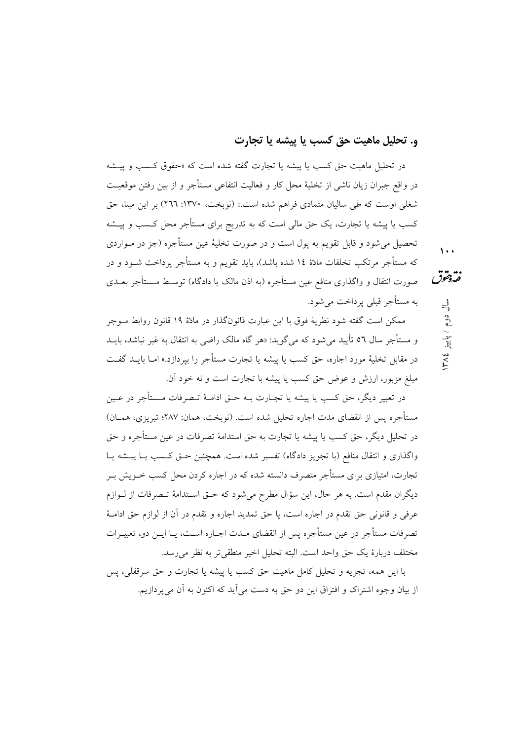### و. تحلیل ماهیت حق کسب یا پیشه یا تجارت

در تحلیل ماهیت حق کسب یا پیشه یا تجارت گفته شده است که «حقوق کسب و پیشه در واقع جبران زیان ناشی از تخلیهٔ محل کار و فعالیت انتفاعی مستأجر و از بین رفتن موقعیت شغلی اوست که طی سالیان متمادی فراهم شده است.» (نوبخت، ۱۳۷۰: ۲٦٦) بر این مبنا، حق کسب یا پیشه یا تجارت، یک حق مالی است که به تدریج برای مستأجر محل کسب و پیشه تحصیل می‌شود و قابل تقویم به پول است و در صورت تخلیهٔ عین مستأجره (جز در مواردی که مستأجر مرتکب تخلفات مادهٔ ١٤ شده باشد)، باید تقویم و به مستأجر پرداخت شود و در صورت انتقال و واگذاری منافع عین مستأجره (به اذن مالک یا دادگاه) توسط مستأجر بعدی به مستأجر قبلی پرداخت می‌شود.

ممکن است گفته شود نظریهٔ فوق با این عبارت قانونگذار در مادهٔ ۱۹ قانون روابط موجر و مستأجر سال ٥٦ تأیید می‌شود که می‌گوید: «هر گاه مالک راضی به انتقال به غیر نباشد، باید در مقابل تخلیهٔ مورد اجاره، حق کسب یا پیشه یا تجارت مستأجر را بپردازد.» اما باید گفت مبلغ مزبور، ارزش و عوض حق کسب یا پیشه یا تجارت است و نه خود آن.

در تعبیر دیگر، حق کسب یا پیشه یا تجارت بـه حـق ادامـهٔ تـصرفات مـستأجر در عـین مستأجره پس از انقضای مدت اجاره تحلیل شده است. (نوبخت، همان: ۲۸۷؛ تبریزی، همان) در تحلیل دیگر، حق کسب یا پیشه یا تجارت به حق استدامهٔ تصرفات در عین مستأجره و حق واگذاری و انتقال منافع (با تجویز دادگاه) تفسیر شده است. همچنین حق کسب یا پیشه یا تجارت، امتیازی برای مستأجر متصرف دانسته شده که در اجاره کردن محل کسب خویش بر دیگران مقدم است. به هر حال، این سؤال مطرح می‌شود که حق استدامهٔ تصرفات از لوازم عرفی و قانونی حق تقدم در اجاره است، یا حق تمدید اجاره و تقدم در آن از لوازم حق ادامهٔ تصرفات مستأجر در عین مستأجره پس از انقضای مدت اجاره است، یا این دو، تعبیرات مختلف دربارهٔ یک حق واحد است. البته تحلیل اخیر منطقی‌تر به نظر می‌رسد.

با این همه، تجزیه و تحلیل کامل ماهیت حق کسب یا پیشه یا تجارت و حق سرقفلی، پس از بیان وجوه اشتراک و افتراق این دو حق به دست می‌آید که اکنون به آن می‌پردازیم.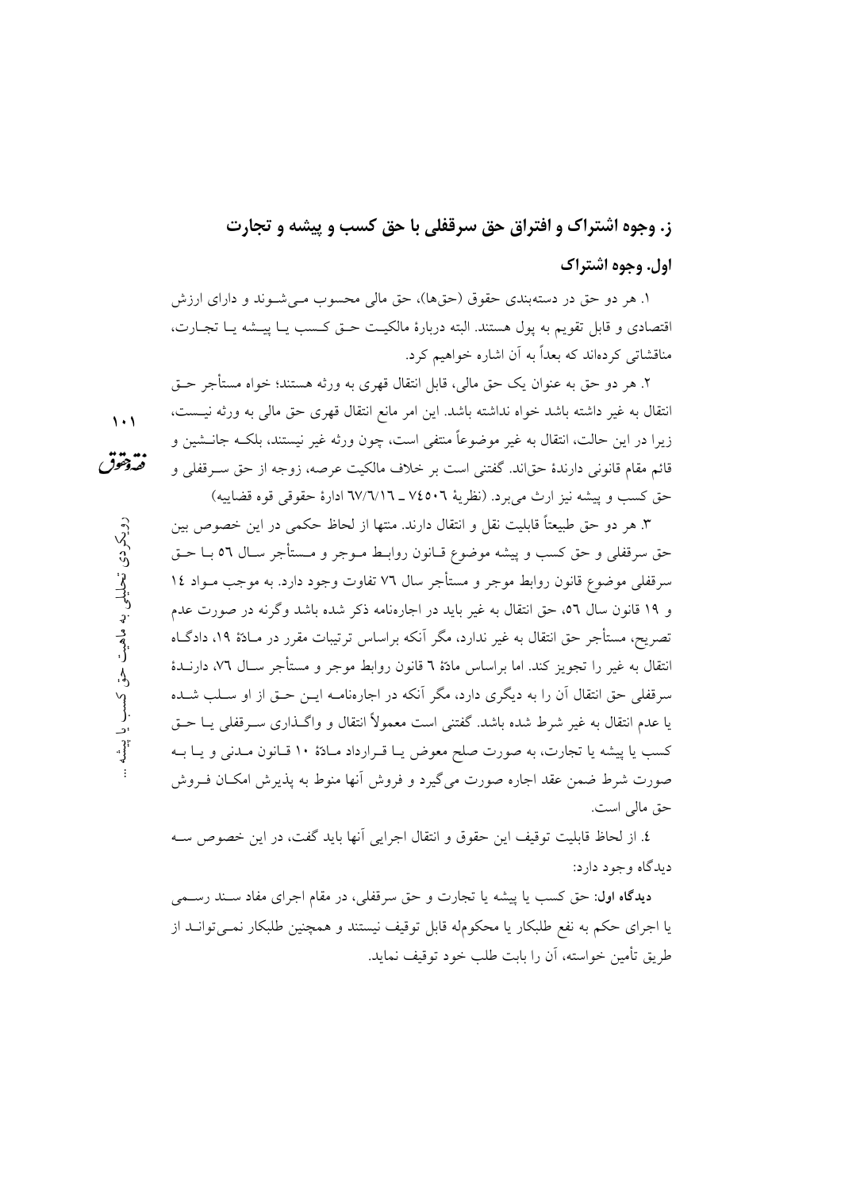## ز. وجوه اشتراک و افتراق حق سرقفلی با حق کسب و پیشه و تجارت

### اول. وجوه اشتراک

۱. هر دو حق در دسته‌بندی حقوق (حق‌ها)، حق مالی محسوب می‌شوند و دارای ارزش اقتصادی و قابل تقویم به پول هستند. البته دربارهٔ مالکیت حق کسب یا پیشه یا تجارت، مناقشاتی کرده‌اند که بعداً به آن اشاره خواهیم کرد.

۲. هر دو حق به عنوان یک حق مالی، قابل انتقال قهری به ورثه هستند؛ خواه مستأجر حق انتقال به غیر داشته باشد خواه نداشته باشد. این امر مانع انتقال قهری حق مالی به ورثه نیست، زیرا در این حالت، انتقال به غیر موضوعاً منتفی است، چون ورثه غیر نیستند، بلکه جانشین و قائم مقام قانونی دارندهٔ حق‌اند. گفتنی است بر خلاف مالکیت عرصه، زوجه از حق سرقفلی و حق کسب و پیشه نیز ارث می‌برد. (نظریهٔ ۷۴۵۰۶ ـ ۶۷/۶/۱۶ ادارهٔ حقوقی قوه قضاییه)

۳. هر دو حق طبیعتاً قابلیت نقل و انتقال دارند. منتها از لحاظ حکمی در این خصوص بین حق سرقفلی و حق کسب و پیشه موضوع قانون روابط موجر و مستأجر سال ۵۶ با حق سرقفلی موضوع قانون روابط موجر و مستأجر سال ۷۶ تفاوت وجود دارد. به موجب مواد ۱۴ و ۱۹ قانون سال ۵۶، حق انتقال به غیر باید در اجاره‌نامه ذکر شده باشد وگرنه در صورت عدم تصریح، مستأجر حق انتقال به غیر ندارد، مگر آنکه براساس ترتیبات مقرر در مادهٔ ۱۹، دادگاه انتقال به غیر را تجویز کند. اما براساس مادهٔ ۶ قانون روابط موجر و مستأجر سال ۷۶، دارندهٔ سرقفلی حق انتقال آن را به دیگری دارد، مگر آنکه در اجاره‌نامه این حق از او سلب شده یا عدم انتقال به غیر شرط شده باشد. گفتنی است معمولاً انتقال و واگذاری سرقفلی یا حق کسب یا پیشه یا تجارت، به صورت صلح معوض یا قرارداد مادهٔ ۱۰ قانون مدنی و یا به صورت شرط ضمن عقد اجاره صورت می‌گیرد و فروش آنها منوط به پذیرش امکان فروش حق مالی است.

۴. از لحاظ قابلیت توقیف این حقوق و انتقال اجرایی آنها باید گفت، در این خصوص سه دیدگاه وجود دارد:

**دیدگاه اول:** حق کسب یا پیشه یا تجارت و حق سرقفلی، در مقام اجرای مفاد سند رسمی یا اجرای حکم به نفع طلبکار یا محکوم‌له قابل توقیف نیستند و همچنین طلبکار نمی‌تواند از طریق تأمین خواسته، آن را بابت طلب خود توقیف نماید.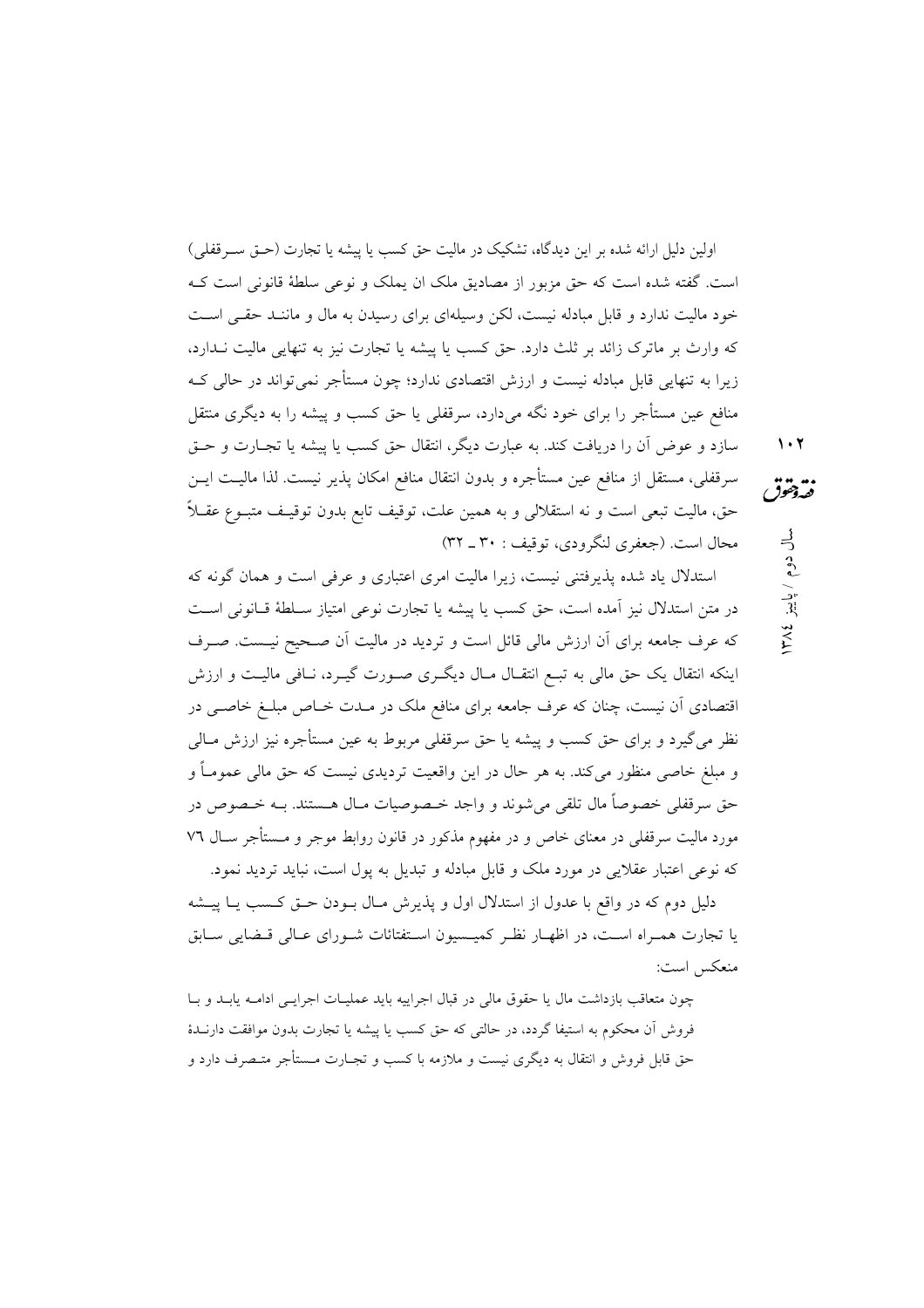اولین دلیل ارائه شده بر این دیدگاه، تشکیک در مالیت حق کسب یا پیشه یا تجارت (حق سرقفلی) است. گفته شده است که حق مزبور از مصادیق ملک ان یملک و نوعی سلطهٔ قانونی است که خود مالیت ندارد و قابل مبادله نیست، لکن وسیله‌ای برای رسیدن به مال و مانند حقی است که وارث بر ماترک زائد بر ثلث دارد. حق کسب یا پیشه یا تجارت نیز به تنهایی مالیت ندارد، زیرا به تنهایی قابل مبادله نیست و ارزش اقتصادی ندارد؛ چون مستأجر نمی‌تواند در حالی که منافع عین مستأجره را برای خود نگه می‌دارد، سرقفلی یا حق کسب و پیشه را به دیگری منتقل سازد و عوض آن را دریافت کند. به عبارت دیگر، انتقال حق کسب یا پیشه یا تجارت و حق سرقفلی، مستقل از منافع عین مستأجره و بدون انتقال منافع امکان پذیر نیست. لذا مالیت این حق، مالیت تبعی است و نه استقلالی و به همین علت، توقیف تابع بدون توقیف متبوع عقلاً محال است. (جعفری لنگرودی، توقیف : ۳۰ ـ ۳۲)

استدلال یاد شده پذیرفتنی نیست، زیرا مالیت امری اعتباری و عرفی است و همان گونه که در متن استدلال نیز آمده است، حق کسب یا پیشه یا تجارت نوعی امتیاز سلطهٔ قانونی است که عرف جامعه برای آن ارزش مالی قائل است و تردید در مالیت آن صحیح نیست. صرف اینکه انتقال یک حق مالی به تبع انتقال مال دیگری صورت گیرد، نافی مالیت و ارزش اقتصادی آن نیست، چنان که عرف جامعه برای منافع ملک در مدت خاص مبلغ خاصی در نظر می‌گیرد و برای حق کسب و پیشه یا حق سرقفلی مربوط به عین مستأجره نیز ارزش مالی و مبلغ خاصی منظور می‌کند. به هر حال در این واقعیت تردیدی نیست که حق مالی عموماً و حق سرقفلی خصوصاً مال تلقی می‌شوند و واجد خصوصیات مال هستند. به خصوص در مورد مالیت سرقفلی در معنای خاص و در مفهوم مذکور در قانون روابط موجر و مستأجر سال ۷٦ که نوعی اعتبار عقلایی در مورد ملک و قابل مبادله و تبدیل به پول است، نباید تردید نمود.

دلیل دوم که در واقع با عدول از استدلال اول و پذیرش مال بودن حق کسب یا پیشه یا تجارت همراه است، در اظهار نظر کمیسیون استفتائات شورای عالی قضایی سابق منعکس است:

> چون متعاقب بازداشت مال یا حقوق مالی در قبال اجراییه باید عملیات اجرایی ادامه یابد و با فروش آن محکوم به استیفا گردد، در حالتی که حق کسب یا پیشه یا تجارت بدون موافقت دارندهٔ حق قابل فروش و انتقال به دیگری نیست و ملازمه با کسب و تجارت مستأجر متصرف دارد و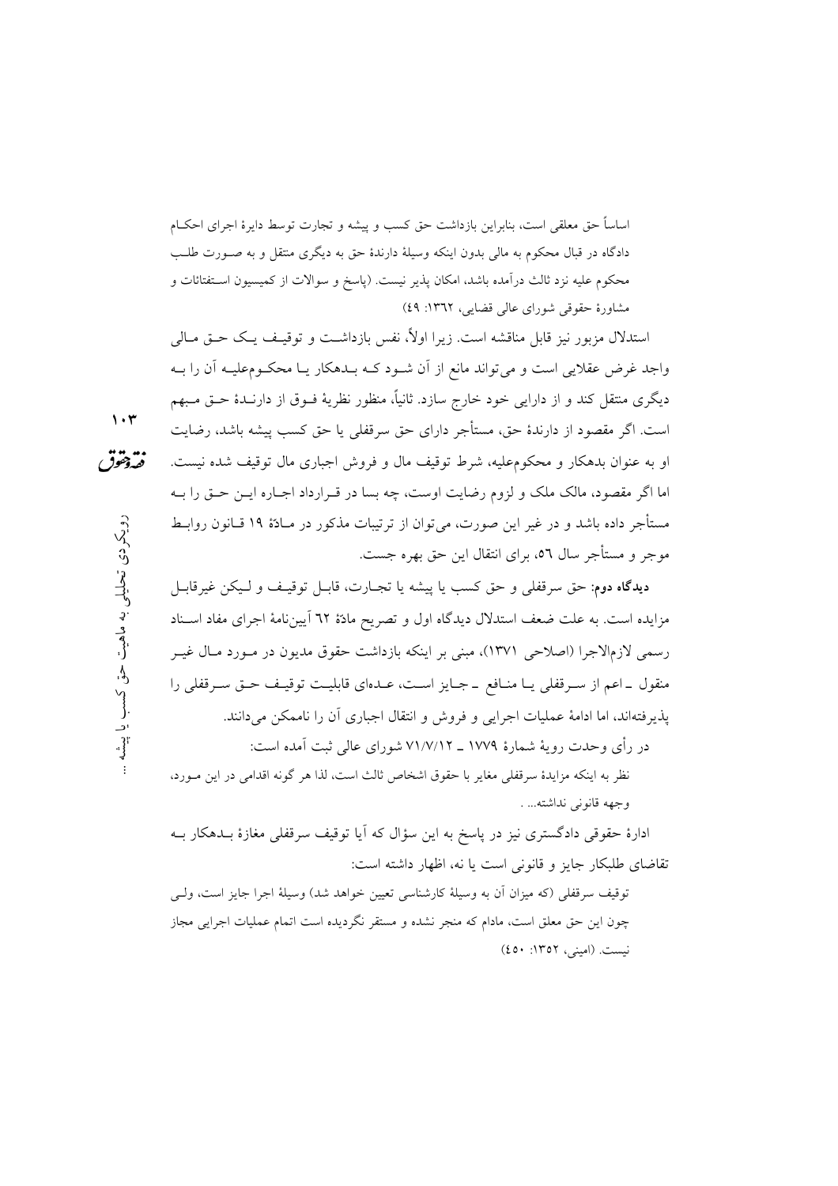اساساً حق معلقی است، بنابراین بازداشت حق کسب و پیشه و تجارت توسط دایرهٔ اجرای احکام دادگاه در قبال محکوم به مالی بدون اینکه وسیلهٔ دارندهٔ حق به دیگری منتقل و به صورت طلب محکوم علیه نزد ثالث درآمده باشد، امکان پذیر نیست. (پاسخ و سوالات از کمیسیون استفتائات و مشاورهٔ حقوقی شورای عالی قضایی، ١٣٦٢: ٤٩)

استدلال مزبور نیز قابل مناقشه است. زیرا اولاً، نفس بازداشت و توقیف یک حق مالی واجد غرض عقلایی است و می‌تواند مانع از آن شود که بدهکار یا محکوم‌علیه آن را به دیگری منتقل کند و از دارایی خود خارج سازد. ثانیاً، منظور نظریهٔ فوق از دارندهٔ حق مبهم است. اگر مقصود از دارندهٔ حق، مستأجر دارای حق سرقفلی یا حق کسب پیشه باشد، رضایت او به عنوان بدهکار و محکوم‌علیه، شرط توقیف مال و فروش اجباری مال توقیف شده نیست. اما اگر مقصود، مالک ملک و لزوم رضایت اوست، چه بسا در قرارداد اجاره این حق را به مستأجر داده باشد و در غیر این صورت، می‌توان از ترتیبات مذکور در مادهٔ ١٩ قانون روابط موجر و مستأجر سال ٥٦، برای انتقال این حق بهره جست.

**دیدگاه دوم:** حق سرقفلی و حق کسب یا پیشه یا تجارت، قابل توقیف و لیکن غیرقابل مزایده است. به علت ضعف استدلال دیدگاه اول و تصریح مادهٔ ٦٢ آیین‌نامهٔ اجرای مفاد اسناد رسمی لازم‌الاجرا (اصلاحی ١٣٧١)، مبنی بر اینکه بازداشت حقوق مدیون در مورد مال غیر منقول ـ اعم از سرقفلی یا منافع ـ جایز است، عده‌ای قابلیت توقیف حق سرقفلی را پذیرفته‌اند، اما ادامهٔ عملیات اجرایی و فروش و انتقال اجباری آن را ناممکن می‌دانند.

در رأی وحدت رویهٔ شمارهٔ ١٧٧٩ ـ ٧١/٧/١٢ شورای عالی ثبت آمده است:

نظر به اینکه مزایدهٔ سرقفلی مغایر با حقوق اشخاص ثالث است، لذا هر گونه اقدامی در این مورد، وجهه قانونی نداشته... .

ادارهٔ حقوقی دادگستری نیز در پاسخ به این سؤال که آیا توقیف سرقفلی مغازهٔ بدهکار به تقاضای طلبکار جایز و قانونی است یا نه، اظهار داشته است:

توقیف سرقفلی (که میزان آن به وسیلهٔ کارشناسی تعیین خواهد شد) وسیلهٔ اجرا جایز است، ولی چون این حق معلق است، مادام که منجر نشده و مستقر نگردیده است اتمام عملیات اجرایی مجاز نیست. (امینی، ١٣٥٢: ٤٥٠)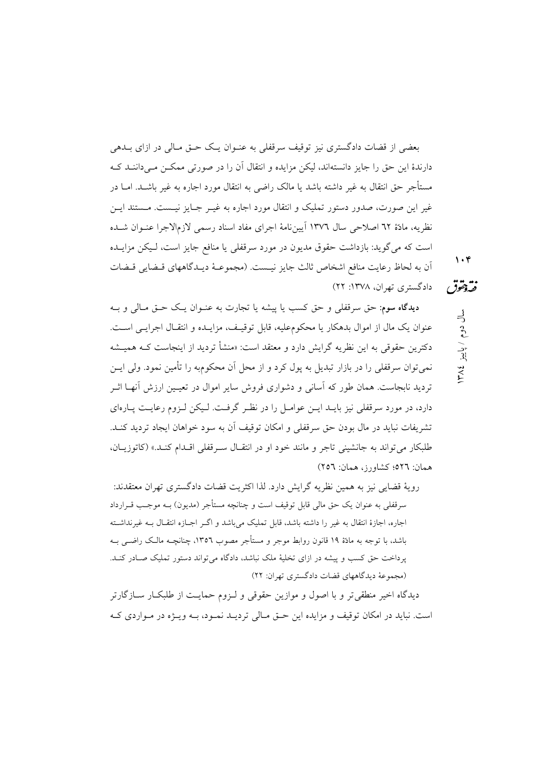بعضی از قضات دادگستری نیز توقیف سرقفلی به عنوان یک حق مالی در ازای بدهی دارندهٔ این حق را جایز دانسته‌اند، لیکن مزایده و انتقال آن را در صورتی ممکن می‌دانند که مستأجر حق انتقال به غیر داشته باشد یا مالک راضی به انتقال مورد اجاره به غیر باشد. اما در غیر این صورت، صدور دستور تملیک و انتقال مورد اجاره به غیر جایز نیست. مستند این نظریه، مادهٔ ٦٢ اصلاحی سال ١٣٧٦ آیین‌نامهٔ اجرای مفاد اسناد رسمی لازم‌الاجرا عنوان شده است که می‌گوید: بازداشت حقوق مدیون در مورد سرقفلی یا منافع جایز است، لیکن مزایده آن به لحاظ رعایت منافع اشخاص ثالث جایز نیست. (مجموعهٔ دیدگاههای قضایی قضات دادگستری تهران، ١٣٧٨: ٢٢)

**دیدگاه سوم**: حق سرقفلی و حق کسب یا پیشه یا تجارت به عنوان یک حق مالی و به عنوان یک مال از اموال بدهکار یا محکوم‌علیه، قابل توقیف، مزایده و انتقال اجرایی است. دکترین حقوقی به این نظریه گرایش دارد و معتقد است: «منشأ تردید از اینجاست که همیشه نمی‌توان سرقفلی را در بازار تبدیل به پول کرد و از محل آن محکوم‌به را تأمین نمود. ولی این تردید نابجاست. همان طور که آسانی و دشواری فروش سایر اموال در تعیین ارزش آنها اثر دارد، در مورد سرقفلی نیز باید این عوامل را در نظر گرفت. لیکن لزوم رعایت پاره‌ای تشریفات نباید در مال بودن حق سرقفلی و امکان توقیف آن به سود خواهان ایجاد تردید کند. طلبکار می‌تواند به جانشینی تاجر و مانند خود او در انتقال سرقفلی اقدام کند.» (کاتوزیان، همان: ٥٢٦؛ کشاورز، همان: ٢٥٦)

رویهٔ قضایی نیز به همین نظریه گرایش دارد. لذا اکثریت قضات دادگستری تهران معتقدند:

> سرقفلی به عنوان یک حق مالی قابل توقیف است و چنانچه مستأجر (مدیون) به موجب قرارداد اجاره، اجازهٔ انتقال به غیر را داشته باشد، قابل تملیک می‌باشد و اگر اجازه انتقال به غیرنداشته باشد، با توجه به مادهٔ ١٩ قانون روابط موجر و مستأجر مصوب ١٣٥٦، چنانچه مالک راضی به پرداخت حق کسب و پیشه در ازای تخلیهٔ ملک نباشد، دادگاه می‌تواند دستور تملیک صادر کند. (مجموعهٔ دیدگاههای قضات دادگستری تهران: ٢٢)

دیدگاه اخیر منطقی‌تر و با اصول و موازین حقوقی و لزوم حمایت از طلبکار سازگارتر است. نباید در امکان توقیف و مزایده این حق مالی تردید نمود، به ویژه در مواردی که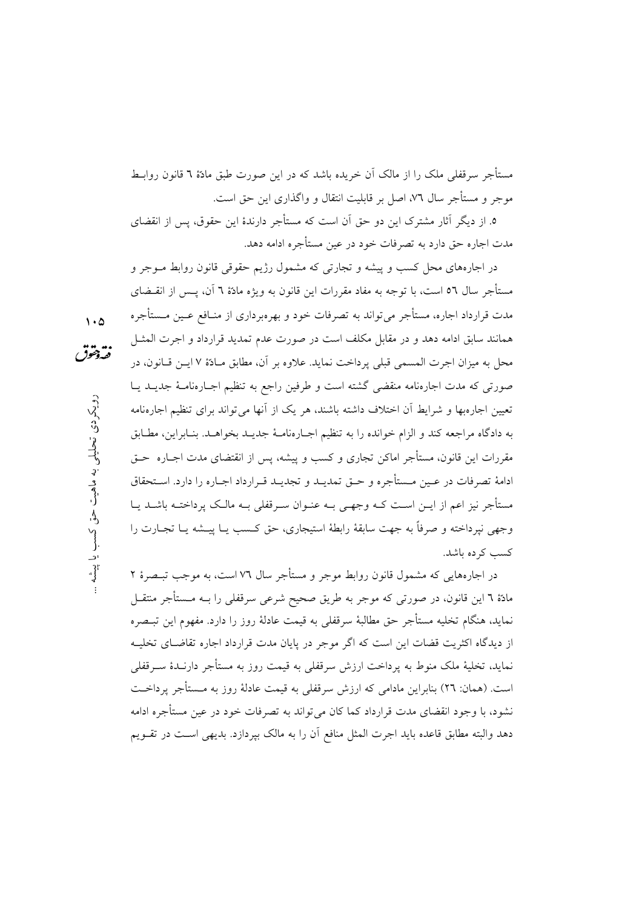مستأجر سرقفلی ملک را از مالک آن خریده باشد که در این صورت طبق مادهٔ ٦ قانون روابط موجر و مستأجر سال ٧٦، اصل بر قابلیت انتقال و واگذاری این حق است.

٥. از دیگر آثار مشترک این دو حق آن است که مستأجر دارندهٔ این حقوق، پس از انقضای مدت اجاره حق دارد به تصرفات خود در عین مستأجره ادامه دهد.

در اجاره‌های محل کسب و پیشه و تجارتی که مشمول رژیم حقوقی قانون روابط موجر و مستأجر سال ٥٦ است، با توجه به مفاد مقررات این قانون به ویژه مادهٔ ٦ آن، پس از انقضای مدت قرارداد اجاره، مستأجر می‌تواند به تصرفات خود و بهره‌برداری از منافع عین مستأجره همانند سابق ادامه دهد و در مقابل مکلف است در صورت عدم تمدید قرارداد و اجرت المثل محل به میزان اجرت المسمی قبلی پرداخت نماید. علاوه بر آن، مطابق مادهٔ ٧ این قانون، در صورتی که مدت اجاره‌نامه منقضی گشته است و طرفین راجع به تنظیم اجاره‌نامهٔ جدید یا تعیین اجاره‌بها و شرایط آن اختلاف داشته باشند، هر یک از آنها می‌تواند برای تنظیم اجاره‌نامه به دادگاه مراجعه کند و الزام خوانده را به تنظیم اجاره‌نامهٔ جدید بخواهد. بنابراین، مطابق مقررات این قانون، مستأجر اماکن تجاری و کسب و پیشه، پس از انقضای مدت اجاره حق ادامهٔ تصرفات در عین مستأجره و حق تمدید و تجدید قرارداد اجاره را دارد. استحقاق مستأجر نیز اعم از این است که وجهی به عنوان سرقفلی به مالک پرداخته باشد یا وجهی نپرداخته و صرفاً به جهت سابقهٔ رابطهٔ استیجاری، حق کسب یا پیشه یا تجارت را کسب کرده باشد.

در اجاره‌هایی که مشمول قانون روابط موجر و مستأجر سال ٧٦ است، به موجب تبصرهٔ ٢ مادهٔ ٦ این قانون، در صورتی که موجر به طریق صحیح شرعی سرقفلی را به مستأجر منتقل نماید، هنگام تخلیه مستأجر حق مطالبهٔ سرقفلی به قیمت عادلهٔ روز را دارد. مفهوم این تبصره از دیدگاه اکثریت قضات این است که اگر موجر در پایان مدت قرارداد اجاره تقاضای تخلیه نماید، تخلیهٔ ملک منوط به پرداخت ارزش سرقفلی به قیمت روز به مستأجر دارندهٔ سرقفلی است. (همان: ٢٦) بنابراین مادامی که ارزش سرقفلی به قیمت عادلهٔ روز به مستأجر پرداخت نشود، با وجود انقضای مدت قرارداد کما کان می‌تواند به تصرفات خود در عین مستأجره ادامه دهد والبته مطابق قاعده باید اجرت المثل منافع آن را به مالک بپردازد. بدیهی است در تقویم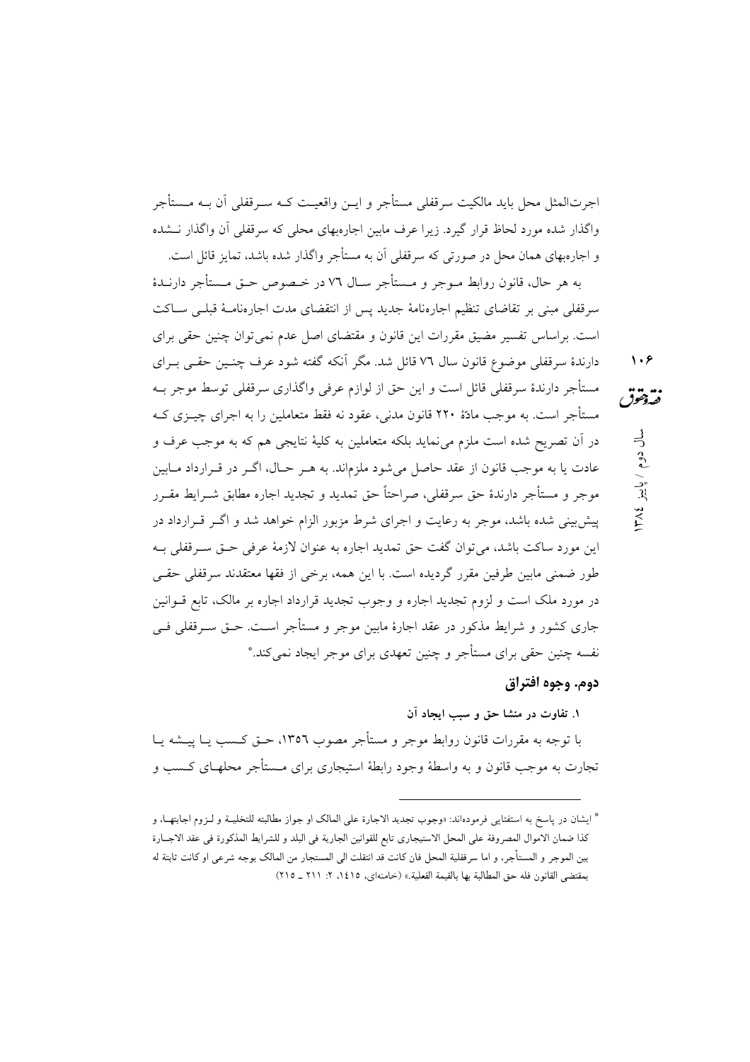اجرت‌المثل محل باید مالکیت سرقفلی مستأجر و این واقعیت که سرقفلی آن به مستأجر واگذار شده مورد لحاظ قرار گیرد. زیرا عرف مابین اجاره‌بهای محلی که سرقفلی آن واگذار نشده و اجاره‌بهای همان محل در صورتی که سرقفلی آن به مستأجر واگذار شده باشد، تمایز قائل است.

به هر حال، قانون روابط موجر و مستأجر سال ٧٦ در خصوص حق مستأجر دارندهٔ سرقفلی مبنی بر تقاضای تنظیم اجاره‌نامهٔ جدید پس از انقضای مدت اجاره‌نامهٔ قبلی ساکت است. براساس تفسیر مضیق مقررات این قانون و مقتضای اصل عدم نمی‌توان چنین حقی برای دارندهٔ سرقفلی موضوع قانون سال ٧٦ قائل شد. مگر آنکه گفته شود عرف چنین حقی برای مستأجر دارندهٔ سرقفلی قائل است و این حق از لوازم عرفی واگذاری سرقفلی توسط موجر به مستأجر است. به موجب مادهٔ ٢٢٠ قانون مدنی، عقود نه فقط متعاملین را به اجرای چیزی که در آن تصریح شده است ملزم می‌نماید بلکه متعاملین به کلیهٔ نتایجی هم که به موجب عرف و عادت یا به موجب قانون از عقد حاصل می‌شود ملزم‌اند. به هر حال، اگر در قرارداد مابین موجر و مستأجر دارندهٔ حق سرقفلی، صراحتاً حق تمدید و تجدید اجاره مطابق شرایط مقرر پیش‌بینی شده باشد، موجر به رعایت و اجرای شرط مزبور الزام خواهد شد و اگر قرارداد در این مورد ساکت باشد، می‌توان گفت حق تمدید اجاره به عنوان لازمهٔ عرفی حق سرقفلی به طور ضمنی مابین طرفین مقرر گردیده است. با این همه، برخی از فقها معتقدند سرقفلی حقی در مورد ملک است و لزوم تجدید اجاره و وجوب تجدید قرارداد اجاره بر مالک، تابع قوانین جاری کشور و شرایط مذکور در عقد اجارهٔ مابین موجر و مستأجر است. حق سرقفلی فی نفسه چنین حقی برای مستأجر و چنین تعهدی برای موجر ایجاد نمی‌کند.*

## دوم. وجوه افتراق

### ١. تفاوت در منشا حق و سبب ایجاد آن

با توجه به مقررات قانون روابط موجر و مستأجر مصوب ١٣٥٦، حق کسب یا پیشه یا تجارت به موجب قانون و به واسطهٔ وجود رابطهٔ استیجاری برای مستأجر محلهای کسب و

---

* ایشان در پاسخ به استفتایی فرموده‌اند: «وجوب تجدید الاجارة علی المالک او جواز مطالبته للتخلیة و لزوم اجابتها، و کذا ضمان الاموال المصروفة علی المحل الاستیجاری تابع للقوانین الجاریة فی البلد و للشرایط المذکورة فی عقد الاجارة بین الموجر و المستأجر، و اما سرقفلیة المحل فان کانت قد انتقلت الی المستجار من المالک بوجه شرعی او کانت ثابتة له بمقتضی القانون فله حق المطالبة بها بالقیمة الفعلیة.» (خامنه‌ای، ١٤١٥، ٢: ٢١١ ـ ٢١٥)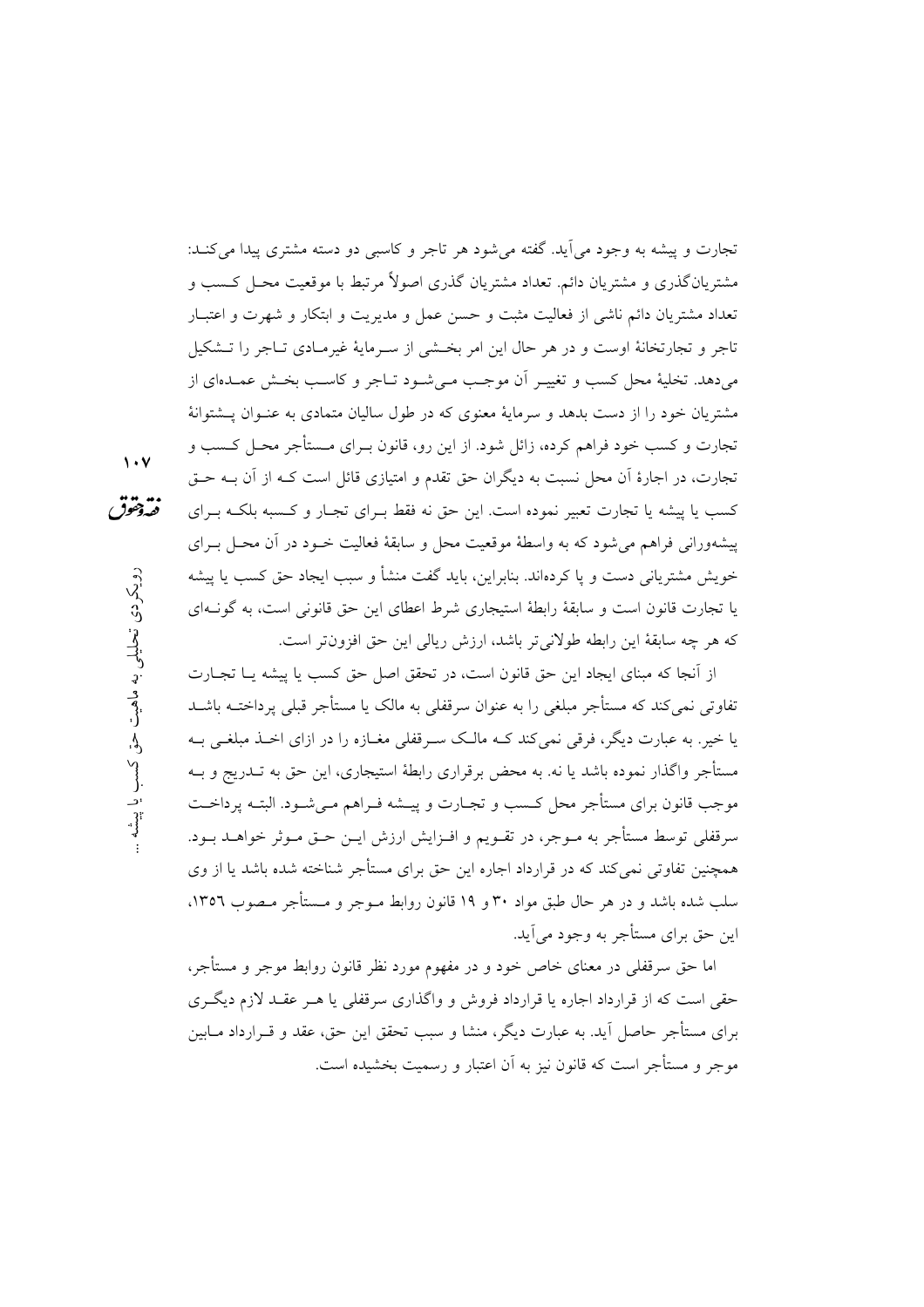تجارت و پیشه به وجود می‌آید. گفته می‌شود هر تاجر و کاسبی دو دسته مشتری پیدا می‌کنـد: مشتریان‌گذری و مشتریان دائم. تعداد مشتریان گذری اصولاً مرتبط با موقعیت محـل کـسب و تعداد مشتریان دائم ناشی از فعالیت مثبت و حسن عمل و مدیریت و ابتکار و شهرت و اعتبـار تاجر و تجارتخانهٔ اوست و در هر حال این امر بخـشی از سـرمایهٔ غیرمـادی تـاجر را تـشکیل می‌دهد. تخلیهٔ محل کسب و تغییـر آن موجـب مـی‌شـود تـاجر و کاسـب بخـش عمـده‌ای از مشتریان خود را از دست بدهد و سرمایهٔ معنوی که در طول سالیان متمادی به عنـوان پـشتوانهٔ تجارت و کسب خود فراهم کرده، زائل شود. از این رو، قانون بـرای مـستأجر محـل کـسب و تجارت، در اجارهٔ آن محل نسبت به دیگران حق تقدم و امتیازی قائل است کـه از آن بـه حـق کسب یا پیشه یا تجارت تعبیر نموده است. این حق نه فقط بـرای تجـار و کـسبه بلکـه بـرای پیشه‌ورانی فراهم می‌شود که به واسطهٔ موقعیت محل و سابقهٔ فعالیت خـود در آن محـل بـرای خویش مشتریانی دست و پا کرده‌اند. بنابراین، باید گفت منشأ و سبب ایجاد حق کسب یا پیشه یا تجارت قانون است و سابقهٔ رابطهٔ استیجاری شرط اعطای این حق قانونی است، به گونـه‌ای که هر چه سابقهٔ این رابطه طولانی‌تر باشد، ارزش ریالی این حق افزون‌تر است.

از آنجا که مبنای ایجاد این حق قانون است، در تحقق اصل حق کسب یا پیشه یـا تجـارت تفاوتی نمی‌کند که مستأجر مبلغی را به عنوان سرقفلی به مالک یا مستأجر قبلی پرداختـه باشـد یا خیر. به عبارت دیگر، فرقی نمی‌کند کـه مالـک سـرقفلی مغـازه را در ازای اخـذ مبلغـی بـه مستأجر واگذار نموده باشد یا نه. به محض برقراری رابطهٔ استیجاری، این حق به تـدریج و بـه موجب قانون برای مستأجر محل کـسب و تجـارت و پیـشه فـراهم مـی‌شـود. البتـه پرداخـت سرقفلی توسط مستأجر به مـوجر، در تقـویم و افـزایش ارزش ایـن حـق مـوثر خواهـد بـود. همچنین تفاوتی نمی‌کند که در قرارداد اجاره این حق برای مستأجر شناخته شده باشد یا از وی سلب شده باشد و در هر حال طبق مواد ۳۰ و ۱۹ قانون روابط مـوجر و مـستأجر مـصوب ۱۳۵٦، این حق برای مستأجر به وجود می‌آید.

اما حق سرقفلی در معنای خاص خود و در مفهوم مورد نظر قانون روابط موجر و مستأجر، حقی است که از قرارداد اجاره یا قرارداد فروش و واگذاری سرقفلی یا هـر عقـد لازم دیگـری برای مستأجر حاصل آید. به عبارت دیگر، منشا و سبب تحقق این حق، عقد و قـرارداد مـابین موجر و مستأجر است که قانون نیز به آن اعتبار و رسمیت بخشیده است.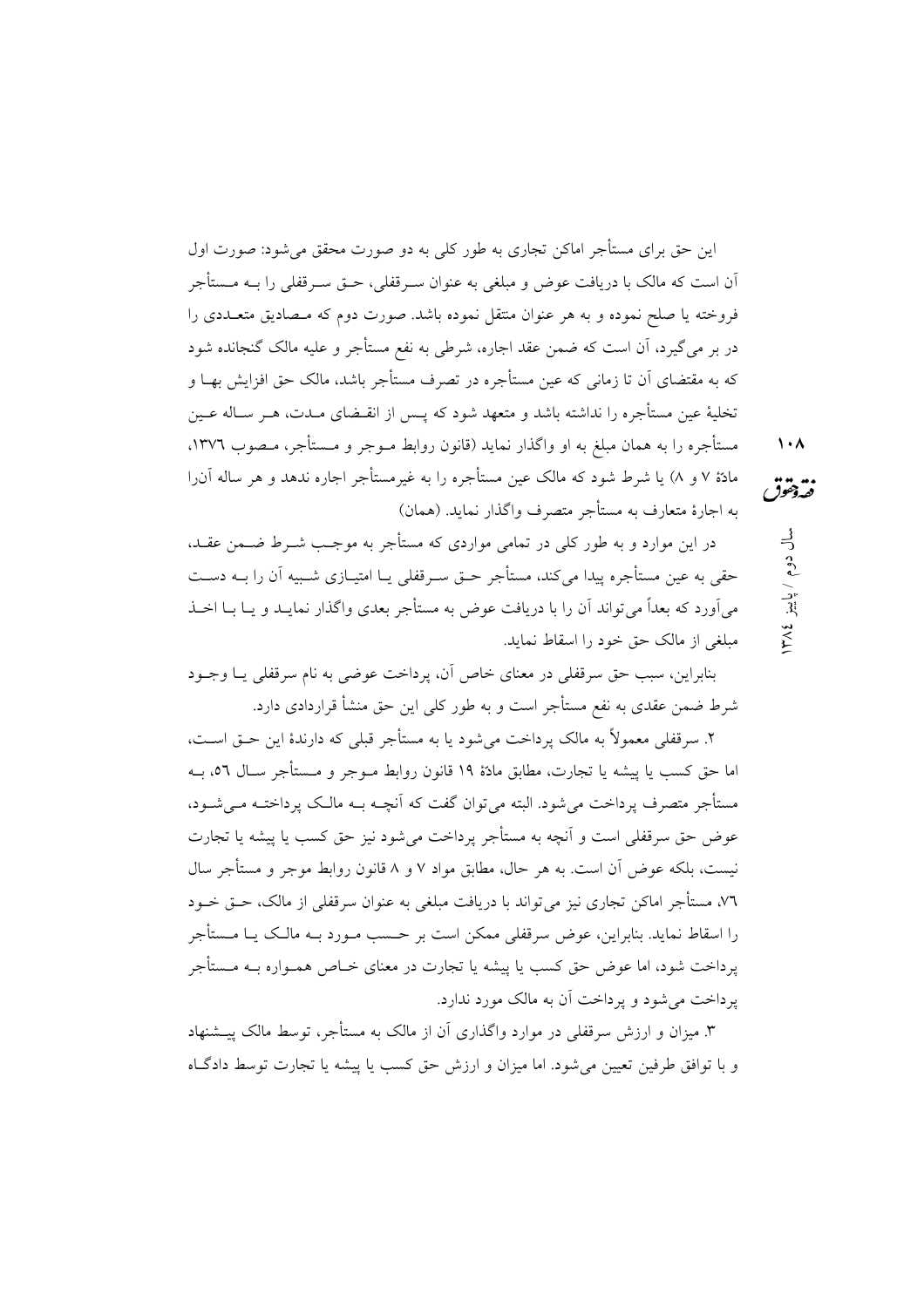این حق برای مستأجر اماکن تجاری به طور کلی به دو صورت محقق می‌شود: صورت اول آن است که مالک با دریافت عوض و مبلغی به عنوان سرقفلی، حق سرقفلی را به مستأجر فروخته یا صلح نموده و به هر عنوان منتقل نموده باشد. صورت دوم که مصادیق متعددی را در بر می‌گیرد، آن است که ضمن عقد اجاره، شرطی به نفع مستأجر و علیه مالک گنجانده شود که به مقتضای آن تا زمانی که عین مستأجره در تصرف مستأجر باشد، مالک حق افزایش بها و تخلیهٔ عین مستأجره را نداشته باشد و متعهد شود که پس از انقضای مدت، هر ساله عین مستأجره را به همان مبلغ به او واگذار نماید (قانون روابط موجر و مستأجر، مصوب ۱۳۷٦، مادهٔ ۷ و ۸) یا شرط شود که مالک عین مستأجره را به غیرمستأجر اجاره ندهد و هر ساله آن‌را به اجارهٔ متعارف به مستأجر متصرف واگذار نماید. (همان)

در این موارد و به طور کلی در تمامی مواردی که مستأجر به موجب شرط ضمن عقد، حقی به عین مستأجره پیدا می‌کند، مستأجر حق سرقفلی یا امتیازی شبیه آن را به دست می‌آورد که بعداً می‌تواند آن را با دریافت عوض به مستأجر بعدی واگذار نماید و یا با اخذ مبلغی از مالک حق خود را اسقاط نماید.

بنابراین، سبب حق سرقفلی در معنای خاص آن، پرداخت عوضی به نام سرقفلی یا وجود شرط ضمن عقدی به نفع مستأجر است و به طور کلی این حق منشأ قراردادی دارد.

۲. سرقفلی معمولاً به مالک پرداخت می‌شود یا به مستأجر قبلی که دارندهٔ این حق است، اما حق کسب یا پیشه یا تجارت، مطابق مادهٔ ۱۹ قانون روابط موجر و مستأجر سال ٥٦، به مستأجر متصرف پرداخت می‌شود. البته می‌توان گفت که آنچه به مالک پرداخته می‌شود، عوض حق سرقفلی است و آنچه به مستأجر پرداخت می‌شود نیز حق کسب یا پیشه یا تجارت نیست، بلکه عوض آن است. به هر حال، مطابق مواد ۷ و ۸ قانون روابط موجر و مستأجر سال ۷٦، مستأجر اماکن تجاری نیز می‌تواند با دریافت مبلغی به عنوان سرقفلی از مالک، حق خود را اسقاط نماید. بنابراین، عوض سرقفلی ممکن است بر حسب مورد به مالک یا مستأجر پرداخت شود، اما عوض حق کسب یا پیشه یا تجارت در معنای خاص همواره به مستأجر پرداخت می‌شود و پرداخت آن به مالک مورد ندارد.

۳. میزان و ارزش سرقفلی در موارد واگذاری آن از مالک به مستأجر، توسط مالک پیشنهاد و با توافق طرفین تعیین می‌شود. اما میزان و ارزش حق کسب یا پیشه یا تجارت توسط دادگاه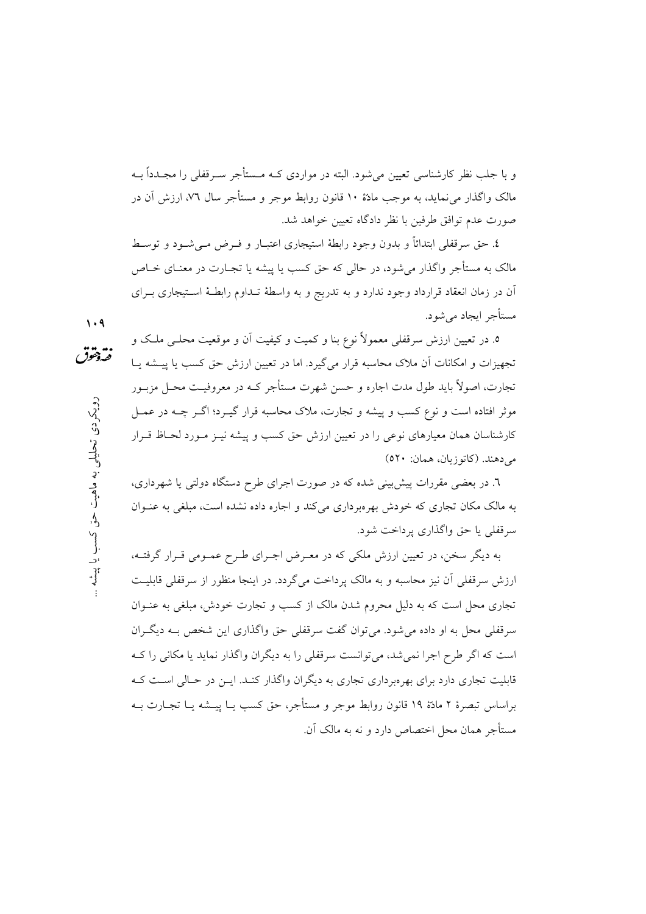و با جلب نظر کارشناسی تعیین می‌شود. البته در مواردی که مستأجر سرقفلی را مجدداً به مالک واگذار می‌نماید، به موجب مادهٔ ۱۰ قانون روابط موجر و مستأجر سال ۷۶، ارزش آن در صورت عدم توافق طرفین با نظر دادگاه تعیین خواهد شد.

٤. حق سرقفلی ابتدائاً و بدون وجود رابطهٔ استیجاری اعتبار و فرض می‌شود و توسط مالک به مستأجر واگذار می‌شود، در حالی که حق کسب یا پیشه یا تجارت در معنای خاص آن در زمان انعقاد قرارداد وجود ندارد و به تدریج و به واسطهٔ تداوم رابطهٔ استیجاری برای مستأجر ایجاد می‌شود.

٥. در تعیین ارزش سرقفلی معمولاً نوع بنا و کمیت و کیفیت آن و موقعیت محلی ملک و تجهیزات و امکانات آن ملاک محاسبه قرار می‌گیرد. اما در تعیین ارزش حق کسب یا پیشه یا تجارت، اصولاً باید طول مدت اجاره و حسن شهرت مستأجر که در معروفیت محل مزبور موثر افتاده است و نوع کسب و پیشه و تجارت، ملاک محاسبه قرار گیرد؛ اگر چه در عمل کارشناسان همان معیارهای نوعی را در تعیین ارزش حق کسب و پیشه نیز مورد لحاظ قرار می‌دهند. (کاتوزیان، همان: ٥٢٠)

٦. در بعضی مقررات پیش‌بینی شده که در صورت اجرای طرح دستگاه دولتی یا شهرداری، به مالک مکان تجاری که خودش بهره‌برداری می‌کند و اجاره داده نشده است، مبلغی به عنوان سرقفلی یا حق واگذاری پرداخت شود.

به دیگر سخن، در تعیین ارزش ملکی که در معرض اجرای طرح عمومی قرار گرفته، ارزش سرقفلی آن نیز محاسبه و به مالک پرداخت می‌گردد. در اینجا منظور از سرقفلی قابلیت تجاری محل است که به دلیل محروم شدن مالک از کسب و تجارت خودش، مبلغی به عنوان سرقفلی محل به او داده می‌شود. می‌توان گفت سرقفلی حق واگذاری این شخص به دیگران است که اگر طرح اجرا نمی‌شد، می‌توانست سرقفلی را به دیگران واگذار نماید یا مکانی را که قابلیت تجاری دارد برای بهره‌برداری تجاری به دیگران واگذار کند. این در حالی است که براساس تبصرهٔ ۲ مادهٔ ۱۹ قانون روابط موجر و مستأجر، حق کسب یا پیشه یا تجارت به مستأجر همان محل اختصاص دارد و نه به مالک آن.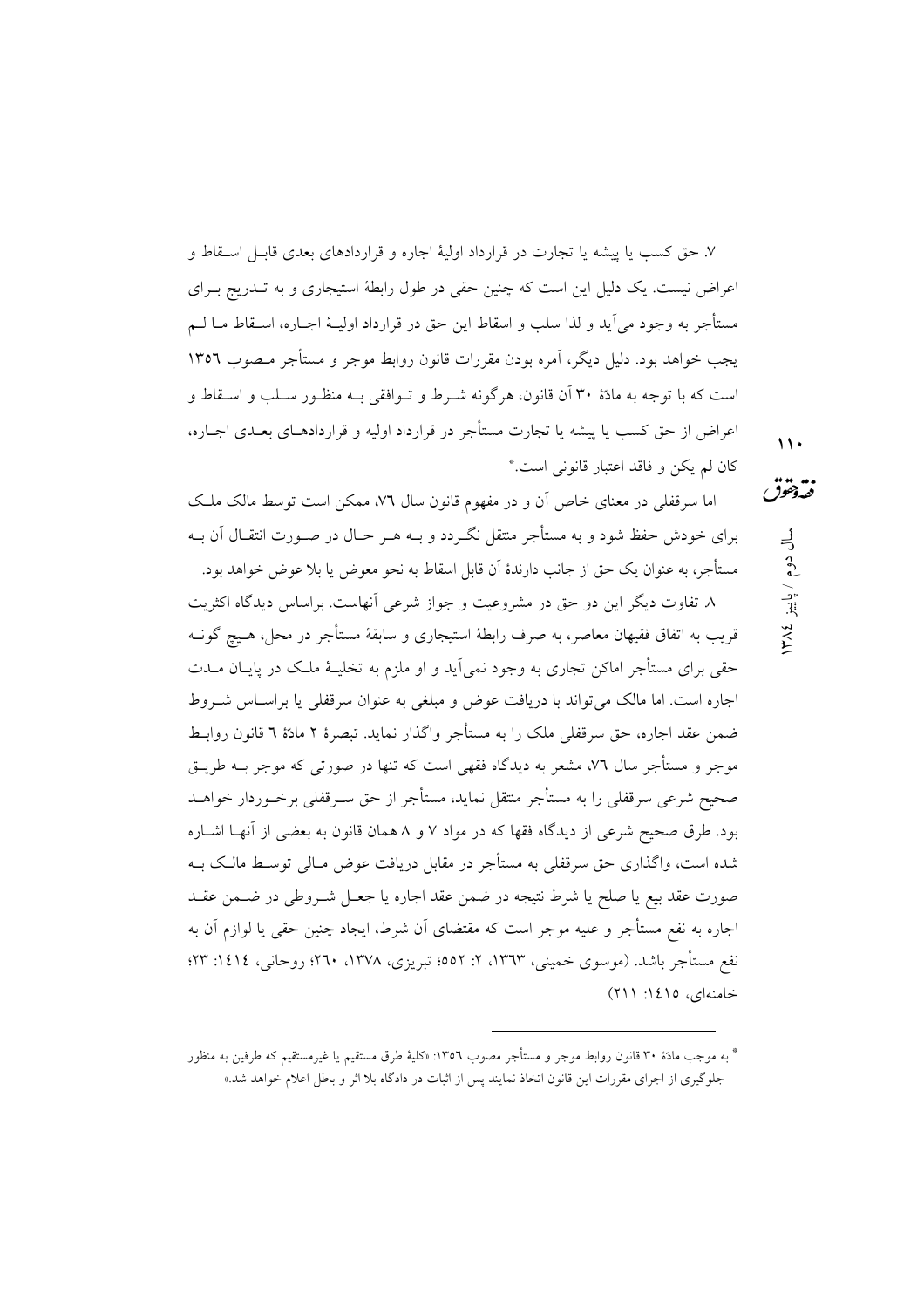۷. حق کسب یا پیشه یا تجارت در قرارداد اولیهٔ اجاره و قراردادهای بعدی قابـل اسـقاط و اعراض نیست. یک دلیل این است که چنین حقی در طول رابطهٔ استیجاری و به تـدریج بـرای مستأجر به وجود می‌آید و لذا سلب و اسقاط این حق در قرارداد اولیـهٔ اجـاره، اسـقاط مـا لـم یجب خواهد بود. دلیل دیگر، آمره بودن مقررات قانون روابط موجر و مستأجر مـصوب ۱۳۵۶ است که با توجه به مادهٔ ۳۰ آن قانون، هرگونه شـرط و تـوافقی بـه منظـور سـلب و اسـقاط و اعراض از حق کسب یا پیشه یا تجارت مستأجر در قرارداد اولیه و قراردادهـای بعـدی اجـاره، کان لم یکن و فاقد اعتبار قانونی است.*

اما سرقفلی در معنای خاص آن و در مفهوم قانون سال ۷۶، ممکن است توسط مالک ملـک برای خودش حفظ شود و به مستأجر منتقل نگـردد و بـه هـر حـال در صـورت انتقـال آن بـه مستأجر، به عنوان یک حق از جانب دارندهٔ آن قابل اسقاط به نحو معوض یا بلا عوض خواهد بود.

۸. تفاوت دیگر این دو حق در مشروعیت و جواز شرعی آنهاست. براساس دیدگاه اکثریت قریب به اتفاق فقیهان معاصر، به صرف رابطهٔ استیجاری و سابقهٔ مستأجر در محل، هـیچ گونـه حقی برای مستأجر اماکن تجاری به وجود نمی‌آید و او ملزم به تخلیـهٔ ملـک در پایـان مـدت اجاره است. اما مالک می‌تواند با دریافت عوض و مبلغی به عنوان سرقفلی یا براسـاس شـروط ضمن عقد اجاره، حق سرقفلی ملک را به مستأجر واگذار نماید. تبصرهٔ ۲ مادهٔ ۶ قانون روابـط موجر و مستأجر سال ۷۶، مشعر به دیدگاه فقهی است که تنها در صورتی که موجر بـه طریـق صحیح شرعی سرقفلی را به مستأجر منتقل نماید، مستأجر از حق سـرقفلی برخـوردار خواهـد بود. طرق صحیح شرعی از دیدگاه فقها که در مواد ۷ و ۸ همان قانون به بعضی از آنهـا اشـاره شده است، واگذاری حق سرقفلی به مستأجر در مقابل دریافت عوض مـالی توسـط مالـک بـه صورت عقد بیع یا صلح یا شرط نتیجه در ضمن عقد اجاره یا جعـل شـروطی در ضـمن عقـد اجاره به نفع مستأجر و علیه موجر است که مقتضای آن شرط، ایجاد چنین حقی یا لوازم آن به نفع مستأجر باشد. (موسوی خمینی، ۱۳۶۳، ۲: ۵۵۲؛ تبریزی، ۱۳۷۸، ۲۶۰؛ روحانی، ۱۴۱۴: ۲۳؛ خامنه‌ای، ۱۴۱۵: ۲۱۱)

---

* به موجب مادهٔ ۳۰ قانون روابط موجر و مستأجر مصوب ۱۳۵۶: «کلیهٔ طرق مستقیم یا غیرمستقیم که طرفین به منظور جلوگیری از اجرای مقررات این قانون اتخاذ نمایند پس از اثبات در دادگاه بلا اثر و باطل اعلام خواهد شد.»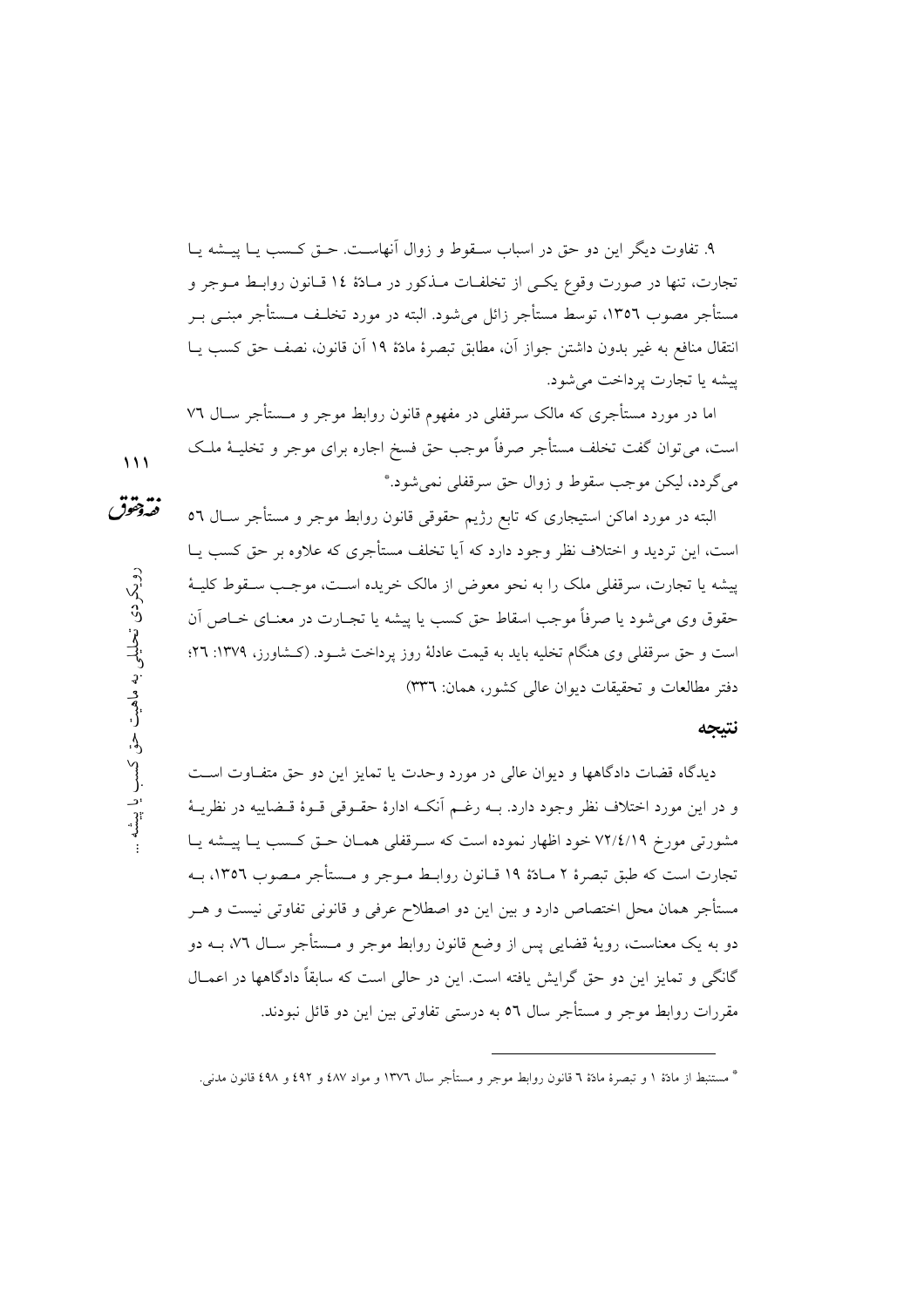۹. تفاوت دیگر این دو حق در اسباب سقوط و زوال آنهاست. حق کسب یا پیشه یا تجارت، تنها در صورت وقوع یکی از تخلفات مذکور در مادهٔ ۱۴ قانون روابط موجر و مستأجر مصوب ۱۳۵۶، توسط مستأجر زائل می‌شود. البته در مورد تخلف مستأجر مبنی بر انتقال منافع به غیر بدون داشتن جواز آن، مطابق تبصرهٔ مادهٔ ۱۹ آن قانون، نصف حق کسب یا پیشه یا تجارت پرداخت می‌شود.

اما در مورد مستأجری که مالک سرقفلی در مفهوم قانون روابط موجر و مستأجر سال ۷۶ است، می‌توان گفت تخلف مستأجر صرفاً موجب حق فسخ اجاره برای موجر و تخلیهٔ ملک می‌گردد، لیکن موجب سقوط و زوال حق سرقفلی نمی‌شود.*

البته در مورد اماکن استیجاری که تابع رژیم حقوقی قانون روابط موجر و مستأجر سال ۵۶ است، این تردید و اختلاف نظر وجود دارد که آیا تخلف مستأجری که علاوه بر حق کسب یا پیشه یا تجارت، سرقفلی ملک را به نحو معوض از مالک خریده است، موجب سقوط کلیهٔ حقوق وی می‌شود یا صرفاً موجب اسقاط حق کسب یا پیشه یا تجارت در معنای خاص آن است و حق سرقفلی وی هنگام تخلیه باید به قیمت عادلهٔ روز پرداخت شود. (کشاورز، ۱۳۷۹: ۲۶؛ دفتر مطالعات و تحقیقات دیوان عالی کشور، همان: ۳۳۶)

## نتیجه

دیدگاه قضات دادگاهها و دیوان عالی در مورد وحدت یا تمایز این دو حق متفاوت است و در این مورد اختلاف نظر وجود دارد. به رغم آنکه ادارهٔ حقوقی قوهٔ قضاییه در نظریهٔ مشورتی مورخ ۷۲/۴/۱۹ خود اظهار نموده است که سرقفلی همان حق کسب یا پیشه یا تجارت است که طبق تبصرهٔ ۲ مادهٔ ۱۹ قانون روابط موجر و مستأجر مصوب ۱۳۵۶، به مستأجر همان محل اختصاص دارد و بین این دو اصطلاح عرفی و قانونی تفاوتی نیست و هر دو به یک معناست، رویهٔ قضایی پس از وضع قانون روابط موجر و مستأجر سال ۷۶، به دو گانگی و تمایز این دو حق گرایش یافته است. این در حالی است که سابقاً دادگاهها در اعمال مقررات روابط موجر و مستأجر سال ۵۶ به درستی تفاوتی بین این دو قائل نبودند.

---

* مستنبط از مادهٔ ۱ و تبصرهٔ مادهٔ ۶ قانون روابط موجر و مستأجر سال ۱۳۷۶ و مواد ۴۸۷ و ۴۹۲ و ۴۹۸ قانون مدنی.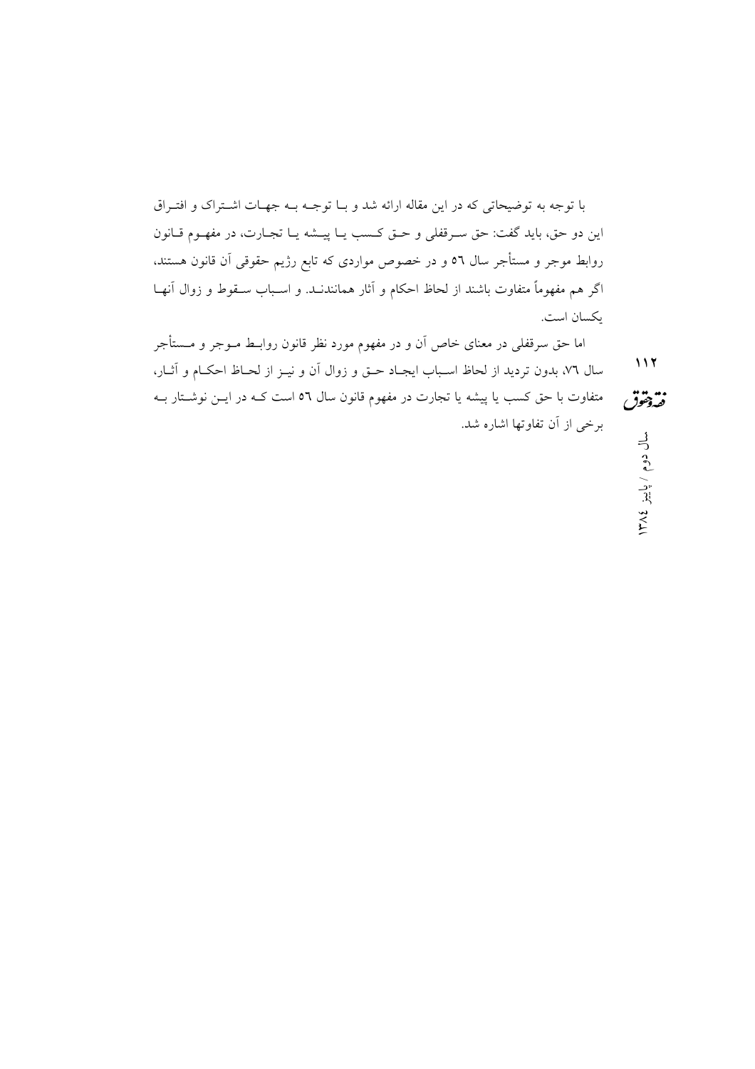با توجه به توضیحاتی که در این مقاله ارائه شد و با توجه به جهات اشتراک و افتراق این دو حق، باید گفت: حق سرقفلی و حق کسب یا پیشه یا تجارت، در مفهوم قانون روابط موجر و مستأجر سال ٥٦ و در خصوص مواردی که تابع رژیم حقوقی آن قانون هستند، اگر هم مفهوماً متفاوت باشند از لحاظ احکام و آثار همانندند. و اسباب سقوط و زوال آنها یکسان است.

اما حق سرقفلی در معنای خاص آن و در مفهوم مورد نظر قانون روابط موجر و مستأجر سال ٧٦، بدون تردید از لحاظ اسباب ایجاد حق و زوال آن و نیز از لحاظ احکام و آثار، متفاوت با حق کسب یا پیشه یا تجارت در مفهوم قانون سال ٥٦ است که در این نوشتار به برخی از آن تفاوتها اشاره شد.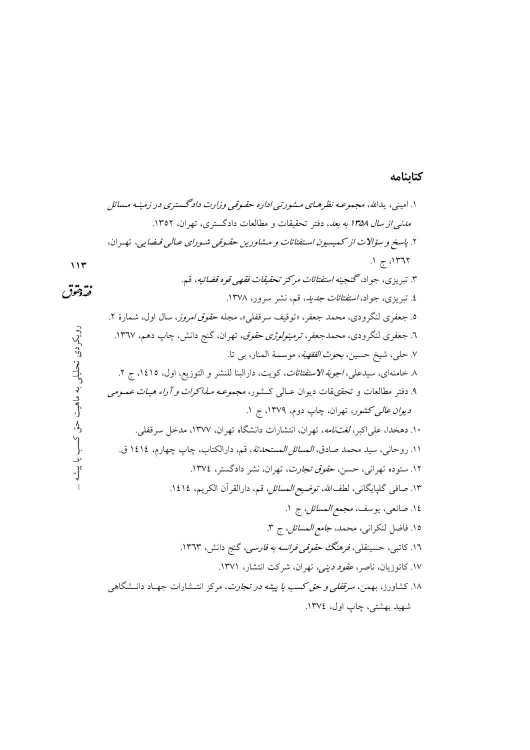## کتابنامه

۱. امینی، یدالله، *مجموعه نظرهای مشورتی اداره حقوقی وزارت دادگستری در زمینه مسائل مدنی از سال ۱۳۵۸ به بعد*، دفتر تحقیقات و مطالعات دادگستری، تهران، ۱۳۵۲.

۲. *پاسخ و سؤالات از کمیسیون استفتائات و مشاورین حقوقی شورای عالی قضایی*، تهران، ۱۳٦۲، ج ۱.

۳. تبریزی، جواد، *گنجینه استفتائات مرکز تحقیقات فقهی قوه قضائیه*، قم.

٤. تبریزی، جواد، *استفتائات جدید*، قم، نشر سرور، ۱۳۷۸.

۵. جعفری لنگرودی، محمد جعفر، «توقیف سرقفلی»، مجله *حقوق امروز*، سال اول، شمارهٔ ۲.

٦. جعفری لنگرودی، محمدجعفر، *ترمینولوژی حقوق*، تهران، گنج دانش، چاپ دهم، ۱۳٦۷.

۷. حلی، شیخ حسین، *بحوث الفقهیة*، موسسة المنار، بی تا.

۸. خامنه‌ای، سیدعلی، *اجوبة الاستفتائات*، کویت، دارالبنا للنشر و التوزیع، اول، ۱٤۱۵، ج ۲.

۹. دفتر مطالعات و تحقیقات دیوان عالی کشور، *مجموعه مذاکرات و آراء هیات عمومی دیوان عالی کشور*، تهران، چاپ دوم، ۱۳۷۹، ج ۱.

۱۰. دهخدا، علی‌اکبر، *لغت‌نامه*، تهران، انتشارات دانشگاه تهران، ۱۳۷۷، مدخل سرقفلی.

۱۱. روحانی، سید محمد صادق، *المسائل المستحدثة*، قم، دارالکتاب، چاپ چهارم، ۱٤۱٤ ق.

۱۲. ستوده تهرانی، حسن، *حقوق تجارت*، تهران، نشر دادگستر، ۱۳۷٤.

۱۳. صافی گلپایگانی، لطف‌الله، *توضیح المسائل*، قم، دارالقرآن الکریم، ۱٤۱٤.

۱٤. صانعی، یوسف، *مجمع المسائل*، ج ۱.

۱۵. فاضل لنکرانی، محمد، *جامع المسائل*، ج ۳.

۱٦. کاتبی، حسینقلی، *فرهنگ حقوقی فرانسه به فارسی*، گنج دانش، ۱۳٦۳.

۱۷. کاتوزیان، ناصر، *عقود دینی*، تهران، شرکت انتشار، ۱۳۷۱.

۱۸. کشاورز، بهمن، *سرقفلی و حق کسب یا پیشه در تجارت*، مرکز انتشارات جهاد دانشگاهی شهید بهشتی، چاپ اول، ۱۳۷٤.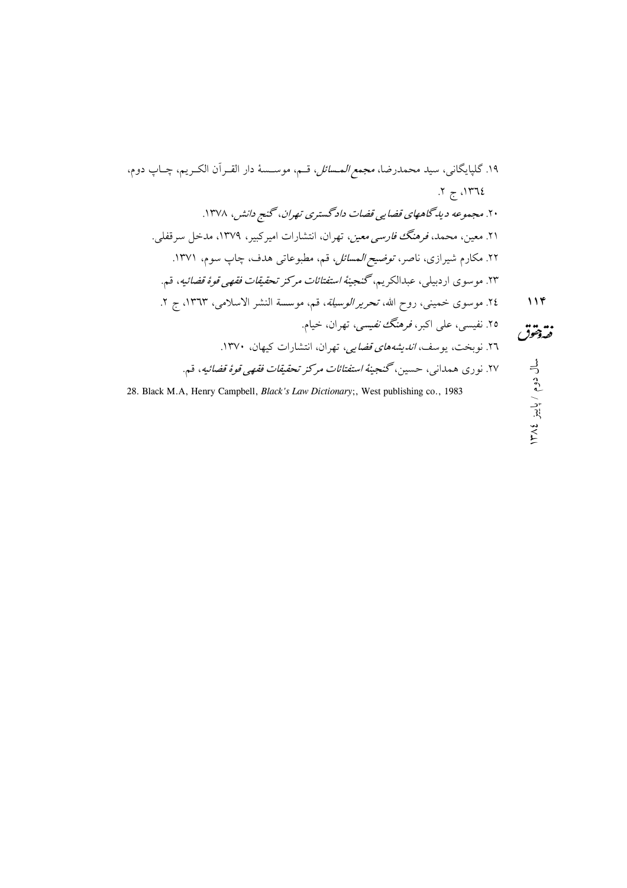۱۹. گلپایگانی، سید محمدرضا، *مجمع المسائل*، قم، موسسهٔ دار القرآن الکریم، چاپ دوم، ۱۳٦٤، ج ۲.

۲۰. *مجموعه دیدگاههای قضایی قضات دادگستری تهران*، *گنج دانش*، ۱۳۷۸.

۲۱. معین، محمد، *فرهنگ فارسی معین*، تهران، انتشارات امیرکبیر، ۱۳۷۹، مدخل سرقفلی.

۲۲. مکارم شیرازی، ناصر، *توضیح المسائل*، قم، مطبوعاتی هدف، چاپ سوم، ۱۳۷۱.

۲۳. موسوی اردبیلی، عبدالکریم، *گنجینهٔ استفتائات مرکز تحقیقات فقهی قوهٔ قضائیه*، قم.

۲٤. موسوی خمینی، روح الله، *تحریر الوسیلة*، قم، موسسة النشر الاسلامی، ۱۳٦۳، ج ۲.

۲۵. نفیسی، علی اکبر، *فرهنگ نفیسی*، تهران، خیام.

۲٦. نوبخت، یوسف، *اندیشه‌های قضایی*، تهران، انتشارات کیهان، ۱۳۷۰.

۲۷. نوری همدانی، حسین، *گنجینهٔ استفتائات مرکز تحقیقات فقهی قوهٔ قضائیه*، قم.

28. Black M.A, Henry Campbell, *Black's Law Dictionary*;, West publishing co., 1983